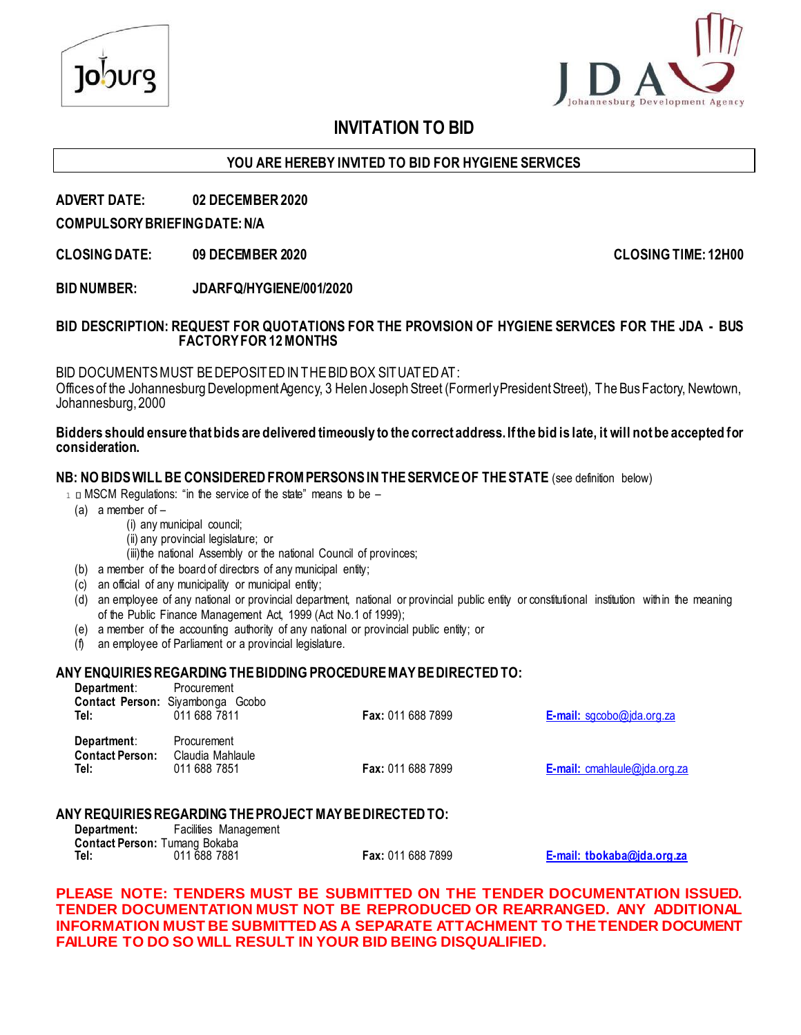# INVITATION TO BID

**YOU ARE HEREBY INVITED TO BID FOR HYGIENE SERVICES**

**ADVERT DATE:** **02 DECEMBER 2020**

**COMPULSORY BRIEFING DATE: N/A**

**CLOSING DATE:** **09 DECEMBER 2020** **CLOSING TIME: 12H00**

**BID NUMBER:** **JDARFQ/HYGIENE/001/2020**

**BID DESCRIPTION: REQUEST FOR QUOTATIONS FOR THE PROVISION OF HYGIENE SERVICES FOR THE JDA - BUS FACTORY FOR 12 MONTHS**

BID DOCUMENTS MUST BE DEPOSITED IN THE BID BOX SITUATED AT:
Offices of the Johannesburg Development Agency, 3 Helen Joseph Street (Formerly President Street), The Bus Factory, Newtown, Johannesburg, 2000

**Bidders should ensure that bids are delivered timeously to the correct address. If the bid is late, it will not be accepted for consideration.**

**NB: NO BIDS WILL BE CONSIDERED FROM PERSONS IN THE SERVICE OF THE STATE** (see definition below)

1 MSCM Regulations: "in the service of the state" means to be –

(a) a member of –
  (i) any municipal council;
  (ii) any provincial legislature; or
  (iii) the national Assembly or the national Council of provinces;
(b) a member of the board of directors of any municipal entity;
(c) an official of any municipality or municipal entity;
(d) an employee of any national or provincial department, national or provincial public entity or constitutional institution within the meaning of the Public Finance Management Act, 1999 (Act No.1 of 1999);
(e) a member of the accounting authority of any national or provincial public entity; or
(f) an employee of Parliament or a provincial legislature.

**ANY ENQUIRIES REGARDING THE BIDDING PROCEDURE MAY BE DIRECTED TO:**

**Department:** Procurement
**Contact Person:** Siyambonga Gcobo
**Tel:** 011 688 7811 **Fax:** 011 688 7899 **E-mail:** sgcobo@jda.org.za

**Department:** Procurement
**Contact Person:** Claudia Mahlaule
**Tel:** 011 688 7851 **Fax:** 011 688 7899 **E-mail:** cmahlaule@jda.org.za

**ANY REQUIRIES REGARDING THE PROJECT MAY BE DIRECTED TO:**

**Department:** Facilities Management
**Contact Person:** Tumang Bokaba
**Tel:** 011 688 7881 **Fax:** 011 688 7899 **E-mail: tbokaba@jda.org.za**

**PLEASE NOTE: TENDERS MUST BE SUBMITTED ON THE TENDER DOCUMENTATION ISSUED. TENDER DOCUMENTATION MUST NOT BE REPRODUCED OR REARRANGED. ANY ADDITIONAL INFORMATION MUST BE SUBMITTED AS A SEPARATE ATTACHMENT TO THE TENDER DOCUMENT FAILURE TO DO SO WILL RESULT IN YOUR BID BEING DISQUALIFIED.**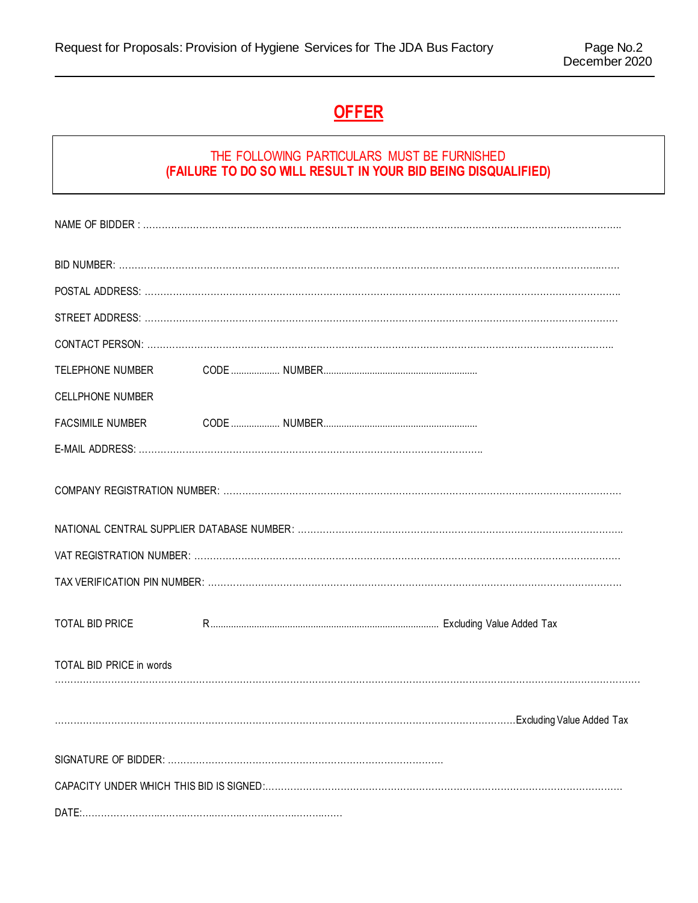# OFFER

**THE FOLLOWING PARTICULARS MUST BE FURNISHED**
**(FAILURE TO DO SO WILL RESULT IN YOUR BID BEING DISQUALIFIED)**

NAME OF BIDDER : ……………………………………………………………………………………………………………………………

BID NUMBER: ……………………………………………………………………………………………………………………………

POSTAL ADDRESS: ……………………………………………………………………………………………………………………

STREET ADDRESS: ……………………………………………………………………………………………………………………

CONTACT PERSON: ……………………………………………………………………………………………………………………

TELEPHONE NUMBER CODE .................. NUMBER ...........................................................

CELLPHONE NUMBER

FACSIMILE NUMBER CODE .................. NUMBER ...........................................................

E-MAIL ADDRESS: ……………………………………………………………………………………………

COMPANY REGISTRATION NUMBER: ………………………………………………………………………………………………

NATIONAL CENTRAL SUPPLIER DATABASE NUMBER: ……………………………………………………………………………

VAT REGISTRATION NUMBER: ……………………………………………………………………………………………………

TAX VERIFICATION PIN NUMBER: …………………………………………………………………………………………………

TOTAL BID PRICE R........................................................................................ Excluding Value Added Tax

TOTAL BID PRICE in words

……………………………………………………………………………………………………………………………………………

……………………………………………………………………………………………………………………………Excluding Value Added Tax

SIGNATURE OF BIDDER: ……………………………………………………………………………

CAPACITY UNDER WHICH THIS BID IS SIGNED:………………………………………………………………………………………

DATE:……………………………………………………………………………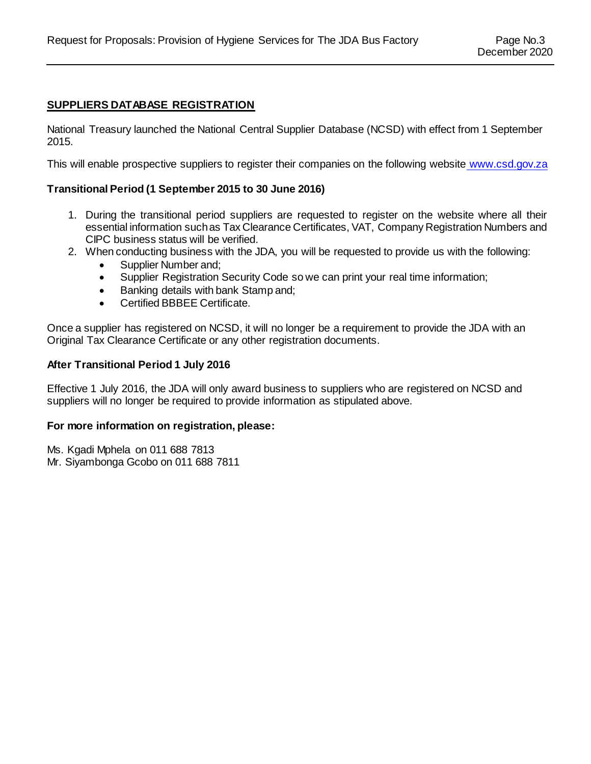## SUPPLIERS DATABASE REGISTRATION

National Treasury launched the National Central Supplier Database (NCSD) with effect from 1 September 2015.

This will enable prospective suppliers to register their companies on the following website www.csd.gov.za

### Transitional Period (1 September 2015 to 30 June 2016)

1. During the transitional period suppliers are requested to register on the website where all their essential information such as Tax Clearance Certificates, VAT, Company Registration Numbers and CIPC business status will be verified.
2. When conducting business with the JDA, you will be requested to provide us with the following:
   - Supplier Number and;
   - Supplier Registration Security Code so we can print your real time information;
   - Banking details with bank Stamp and;
   - Certified BBBEE Certificate.

Once a supplier has registered on NCSD, it will no longer be a requirement to provide the JDA with an Original Tax Clearance Certificate or any other registration documents.

### After Transitional Period 1 July 2016

Effective 1 July 2016, the JDA will only award business to suppliers who are registered on NCSD and suppliers will no longer be required to provide information as stipulated above.

### For more information on registration, please:

Ms. Kgadi Mphela on 011 688 7813
Mr. Siyambonga Gcobo on 011 688 7811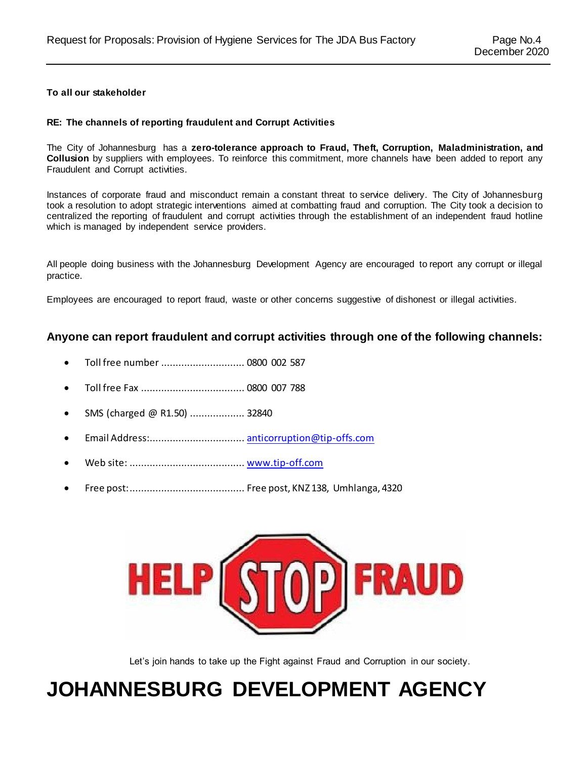**To all our stakeholder**

**RE: The channels of reporting fraudulent and Corrupt Activities**

The City of Johannesburg has a **zero-tolerance approach to Fraud, Theft, Corruption, Maladministration, and Collusion** by suppliers with employees. To reinforce this commitment, more channels have been added to report any Fraudulent and Corrupt activities.

Instances of corporate fraud and misconduct remain a constant threat to service delivery. The City of Johannesburg took a resolution to adopt strategic interventions aimed at combatting fraud and corruption. The City took a decision to centralized the reporting of fraudulent and corrupt activities through the establishment of an independent fraud hotline which is managed by independent service providers.

All people doing business with the Johannesburg Development Agency are encouraged to report any corrupt or illegal practice.

Employees are encouraged to report fraud, waste or other concerns suggestive of dishonest or illegal activities.

## Anyone can report fraudulent and corrupt activities through one of the following channels:

- Toll free number ............................. 0800 002 587
- Toll free Fax .................................... 0800 007 788
- SMS (charged @ R1.50) ................... 32840
- Email Address:................................. anticorruption@tip-offs.com
- Web site: ........................................ www.tip-off.com
- Free post:........................................ Free post, KNZ 138, Umhlanga, 4320

HELP STOP FRAUD

Let's join hands to take up the Fight against Fraud and Corruption in our society.

# JOHANNESBURG DEVELOPMENT AGENCY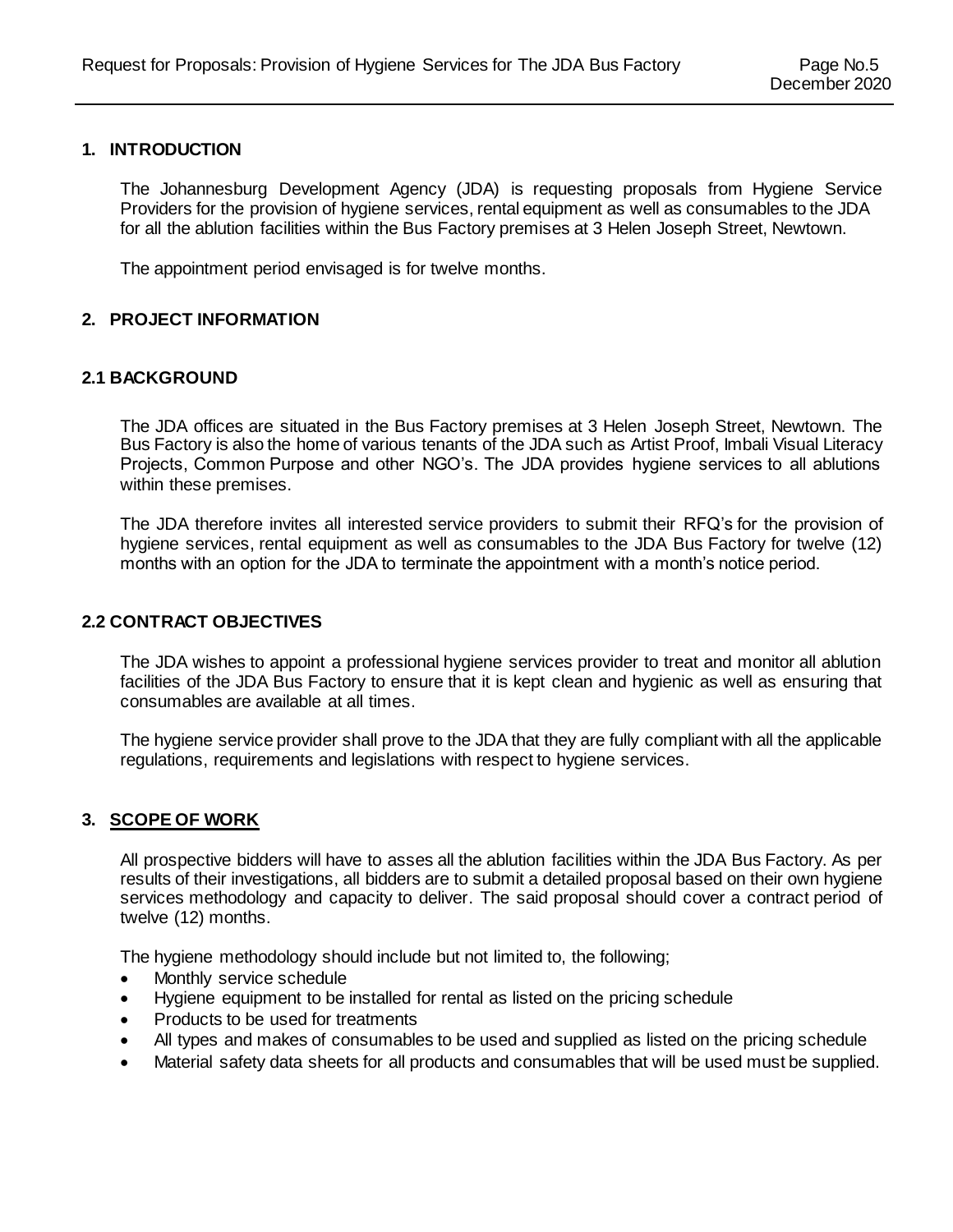## 1. INTRODUCTION

The Johannesburg Development Agency (JDA) is requesting proposals from Hygiene Service Providers for the provision of hygiene services, rental equipment as well as consumables to the JDA for all the ablution facilities within the Bus Factory premises at 3 Helen Joseph Street, Newtown.

The appointment period envisaged is for twelve months.

## 2. PROJECT INFORMATION

### 2.1 BACKGROUND

The JDA offices are situated in the Bus Factory premises at 3 Helen Joseph Street, Newtown. The Bus Factory is also the home of various tenants of the JDA such as Artist Proof, Imbali Visual Literacy Projects, Common Purpose and other NGO's. The JDA provides hygiene services to all ablutions within these premises.

The JDA therefore invites all interested service providers to submit their RFQ's for the provision of hygiene services, rental equipment as well as consumables to the JDA Bus Factory for twelve (12) months with an option for the JDA to terminate the appointment with a month's notice period.

### 2.2 CONTRACT OBJECTIVES

The JDA wishes to appoint a professional hygiene services provider to treat and monitor all ablution facilities of the JDA Bus Factory to ensure that it is kept clean and hygienic as well as ensuring that consumables are available at all times.

The hygiene service provider shall prove to the JDA that they are fully compliant with all the applicable regulations, requirements and legislations with respect to hygiene services.

## 3. SCOPE OF WORK

All prospective bidders will have to asses all the ablution facilities within the JDA Bus Factory. As per results of their investigations, all bidders are to submit a detailed proposal based on their own hygiene services methodology and capacity to deliver. The said proposal should cover a contract period of twelve (12) months.

The hygiene methodology should include but not limited to, the following;

- Monthly service schedule
- Hygiene equipment to be installed for rental as listed on the pricing schedule
- Products to be used for treatments
- All types and makes of consumables to be used and supplied as listed on the pricing schedule
- Material safety data sheets for all products and consumables that will be used must be supplied.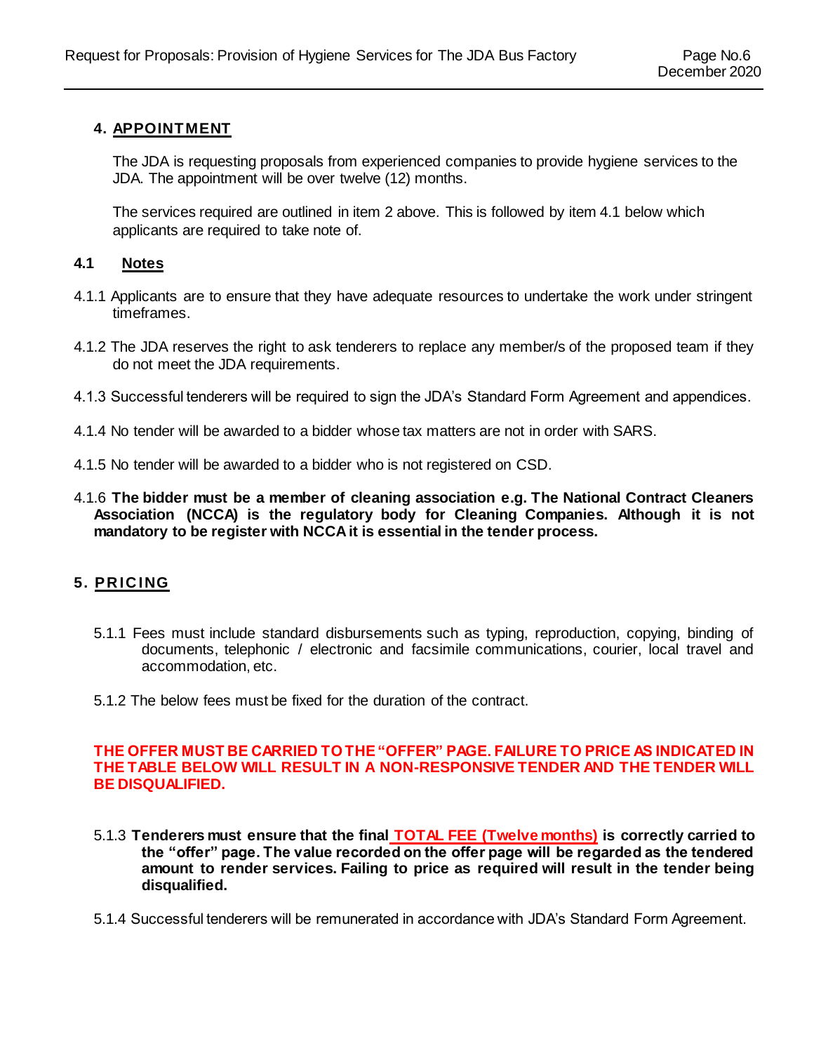## 4. APPOINTMENT

The JDA is requesting proposals from experienced companies to provide hygiene services to the JDA. The appointment will be over twelve (12) months.

The services required are outlined in item 2 above. This is followed by item 4.1 below which applicants are required to take note of.

### 4.1 Notes

4.1.1 Applicants are to ensure that they have adequate resources to undertake the work under stringent timeframes.

4.1.2 The JDA reserves the right to ask tenderers to replace any member/s of the proposed team if they do not meet the JDA requirements.

4.1.3 Successful tenderers will be required to sign the JDA's Standard Form Agreement and appendices.

4.1.4 No tender will be awarded to a bidder whose tax matters are not in order with SARS.

4.1.5 No tender will be awarded to a bidder who is not registered on CSD.

4.1.6 **The bidder must be a member of cleaning association e.g. The National Contract Cleaners Association (NCCA) is the regulatory body for Cleaning Companies. Although it is not mandatory to be register with NCCA it is essential in the tender process.**

## 5. PRICING

5.1.1 Fees must include standard disbursements such as typing, reproduction, copying, binding of documents, telephonic / electronic and facsimile communications, courier, local travel and accommodation, etc.

5.1.2 The below fees must be fixed for the duration of the contract.

**THE OFFER MUST BE CARRIED TO THE "OFFER" PAGE. FAILURE TO PRICE AS INDICATED IN THE TABLE BELOW WILL RESULT IN A NON-RESPONSIVE TENDER AND THE TENDER WILL BE DISQUALIFIED.**

5.1.3 **Tenderers must ensure that the final TOTAL FEE (Twelve months) is correctly carried to the "offer" page. The value recorded on the offer page will be regarded as the tendered amount to render services. Failing to price as required will result in the tender being disqualified.**

5.1.4 Successful tenderers will be remunerated in accordance with JDA's Standard Form Agreement.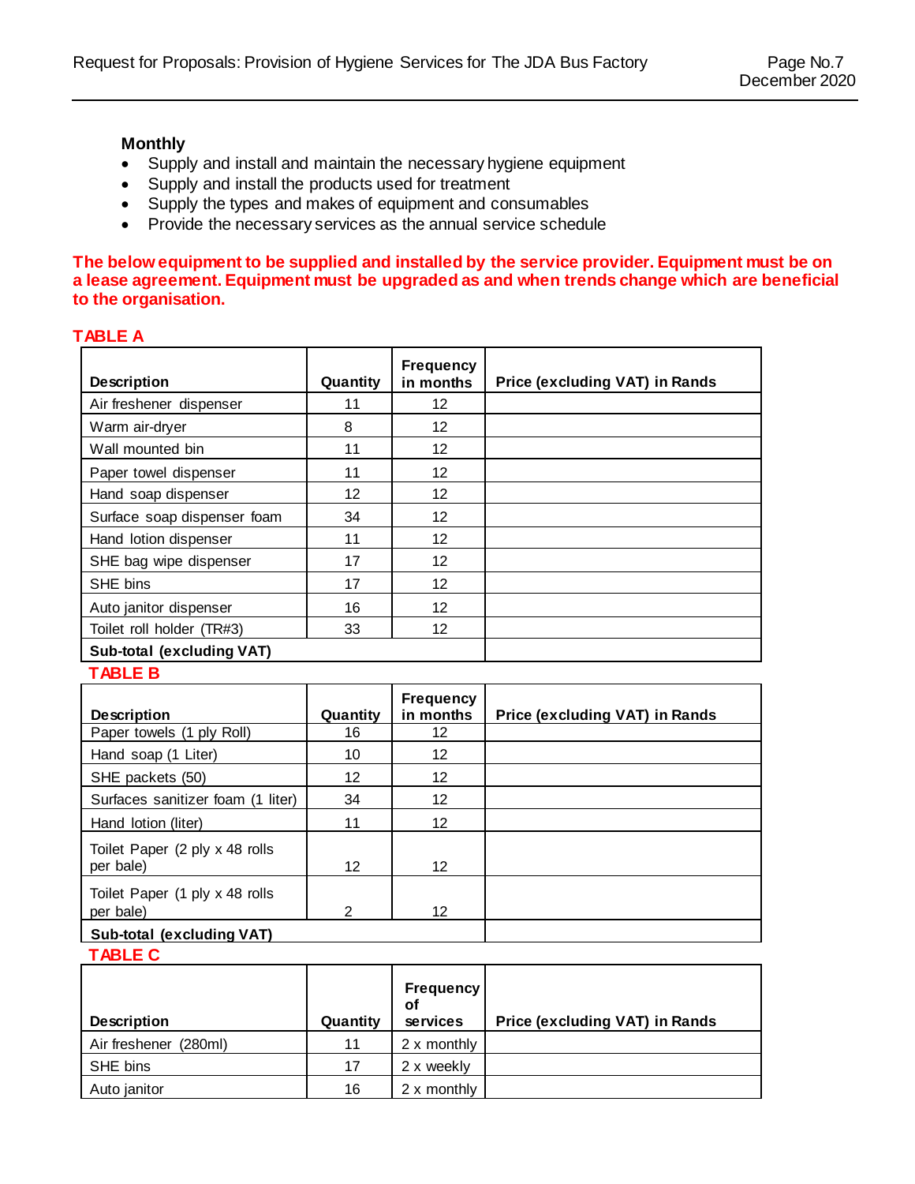**Monthly**

- Supply and install and maintain the necessary hygiene equipment
- Supply and install the products used for treatment
- Supply the types and makes of equipment and consumables
- Provide the necessary services as the annual service schedule

**The below equipment to be supplied and installed by the service provider. Equipment must be on a lease agreement. Equipment must be upgraded as and when trends change which are beneficial to the organisation.**

**TABLE A**

| Description | Quantity | Frequency in months | Price (excluding VAT) in Rands |
|---|---|---|---|
| Air freshener dispenser | 11 | 12 | |
| Warm air-dryer | 8 | 12 | |
| Wall mounted bin | 11 | 12 | |
| Paper towel dispenser | 11 | 12 | |
| Hand soap dispenser | 12 | 12 | |
| Surface soap dispenser foam | 34 | 12 | |
| Hand lotion dispenser | 11 | 12 | |
| SHE bag wipe dispenser | 17 | 12 | |
| SHE bins | 17 | 12 | |
| Auto janitor dispenser | 16 | 12 | |
| Toilet roll holder (TR#3) | 33 | 12 | |
| **Sub-total (excluding VAT)** | | | |

**TABLE B**

| Description | Quantity | Frequency in months | Price (excluding VAT) in Rands |
|---|---|---|---|
| Paper towels (1 ply Roll) | 16 | 12 | |
| Hand soap (1 Liter) | 10 | 12 | |
| SHE packets (50) | 12 | 12 | |
| Surfaces sanitizer foam (1 liter) | 34 | 12 | |
| Hand lotion (liter) | 11 | 12 | |
| Toilet Paper (2 ply x 48 rolls per bale) | 12 | 12 | |
| Toilet Paper (1 ply x 48 rolls per bale) | 2 | 12 | |
| **Sub-total (excluding VAT)** | | | |

**TABLE C**

| Description | Quantity | Frequency of services | Price (excluding VAT) in Rands |
|---|---|---|---|
| Air freshener (280ml) | 11 | 2 x monthly | |
| SHE bins | 17 | 2 x weekly | |
| Auto janitor | 16 | 2 x monthly | |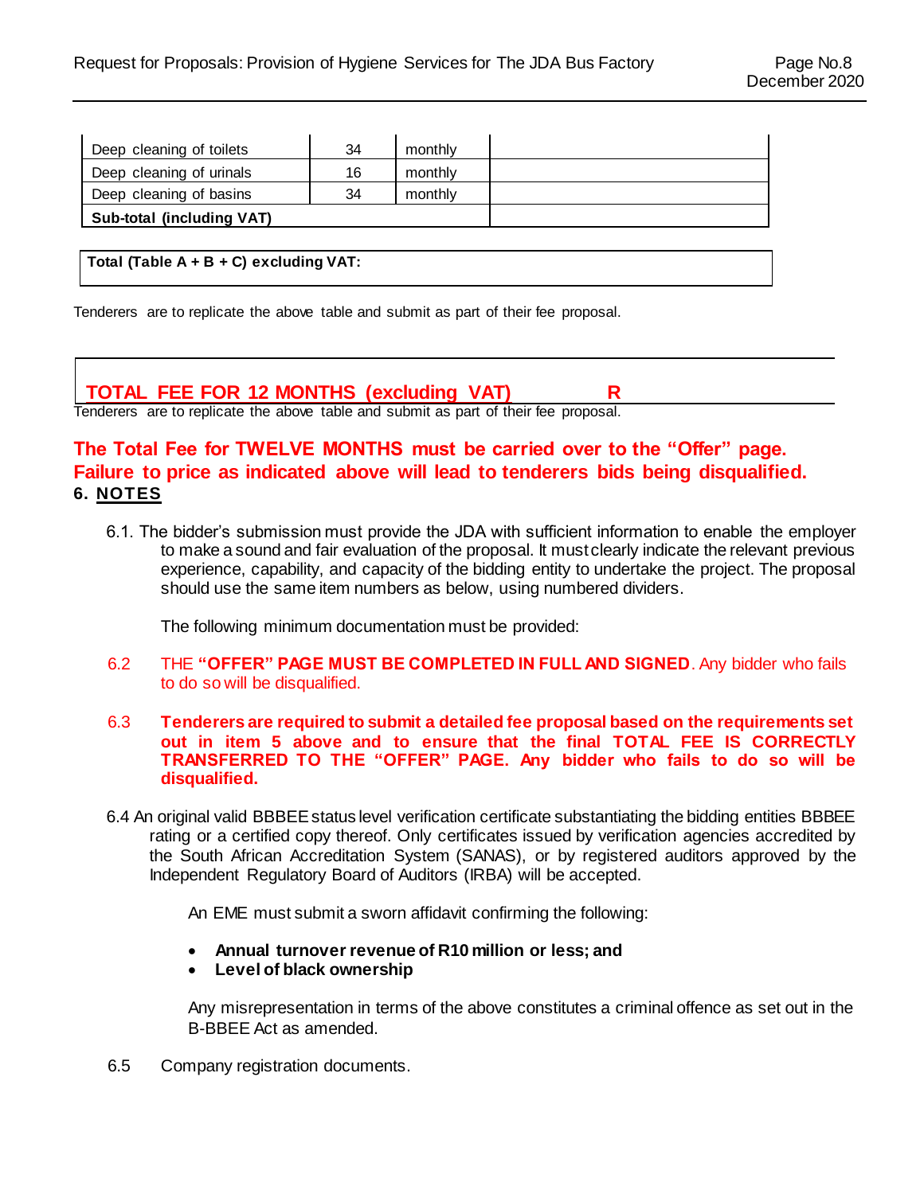| Deep cleaning of toilets | 34 | monthly | |
|---|---|---|---|
| Deep cleaning of urinals | 16 | monthly | |
| Deep cleaning of basins | 34 | monthly | |
| **Sub-total (including VAT)** | | | |

| **Total (Table A + B + C) excluding VAT:** |
|---|

Tenderers are to replicate the above table and submit as part of their fee proposal.

| **TOTAL FEE FOR 12 MONTHS (excluding VAT) R** |
|---|

Tenderers are to replicate the above table and submit as part of their fee proposal.

**The Total Fee for TWELVE MONTHS must be carried over to the "Offer" page. Failure to price as indicated above will lead to tenderers bids being disqualified.**

## 6. NOTES

6.1. The bidder's submission must provide the JDA with sufficient information to enable the employer to make a sound and fair evaluation of the proposal. It must clearly indicate the relevant previous experience, capability, and capacity of the bidding entity to undertake the project. The proposal should use the same item numbers as below, using numbered dividers.

The following minimum documentation must be provided:

6.2 THE **"OFFER" PAGE MUST BE COMPLETED IN FULL AND SIGNED**. Any bidder who fails to do so will be disqualified.

6.3 **Tenderers are required to submit a detailed fee proposal based on the requirements set out in item 5 above and to ensure that the final TOTAL FEE IS CORRECTLY TRANSFERRED TO THE "OFFER" PAGE. Any bidder who fails to do so will be disqualified.**

6.4 An original valid BBBEE status level verification certificate substantiating the bidding entities BBBEE rating or a certified copy thereof. Only certificates issued by verification agencies accredited by the South African Accreditation System (SANAS), or by registered auditors approved by the Independent Regulatory Board of Auditors (IRBA) will be accepted.

An EME must submit a sworn affidavit confirming the following:

- **Annual turnover revenue of R10 million or less; and**
- **Level of black ownership**

Any misrepresentation in terms of the above constitutes a criminal offence as set out in the B-BBEE Act as amended.

6.5 Company registration documents.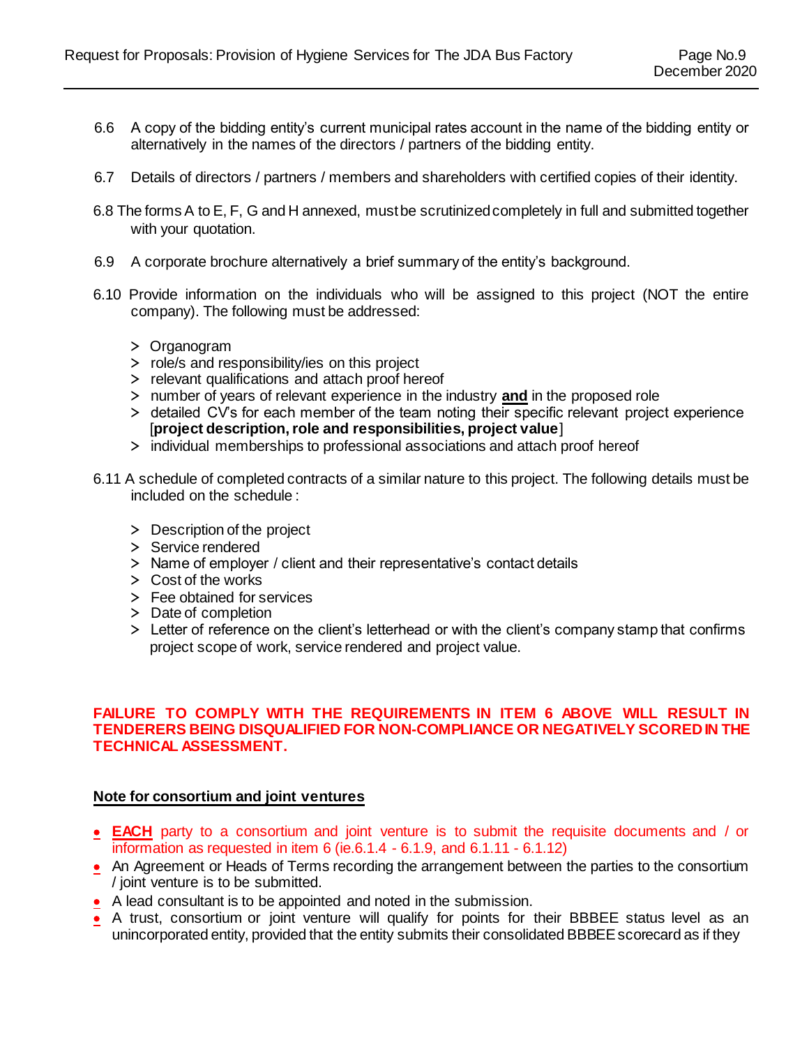6.6 A copy of the bidding entity's current municipal rates account in the name of the bidding entity or alternatively in the names of the directors / partners of the bidding entity.

6.7 Details of directors / partners / members and shareholders with certified copies of their identity.

6.8 The forms A to E, F, G and H annexed, must be scrutinized completely in full and submitted together with your quotation.

6.9 A corporate brochure alternatively a brief summary of the entity's background.

6.10 Provide information on the individuals who will be assigned to this project (NOT the entire company). The following must be addressed:

> Organogram
> role/s and responsibility/ies on this project
> relevant qualifications and attach proof hereof
> number of years of relevant experience in the industry **and** in the proposed role
> detailed CV's for each member of the team noting their specific relevant project experience [**project description, role and responsibilities, project value**]
> individual memberships to professional associations and attach proof hereof

6.11 A schedule of completed contracts of a similar nature to this project. The following details must be included on the schedule :

> Description of the project
> Service rendered
> Name of employer / client and their representative's contact details
> Cost of the works
> Fee obtained for services
> Date of completion
> Letter of reference on the client's letterhead or with the client's company stamp that confirms project scope of work, service rendered and project value.

**FAILURE TO COMPLY WITH THE REQUIREMENTS IN ITEM 6 ABOVE WILL RESULT IN TENDERERS BEING DISQUALIFIED FOR NON-COMPLIANCE OR NEGATIVELY SCORED IN THE TECHNICAL ASSESSMENT.**

**Note for consortium and joint ventures**

- **EACH** party to a consortium and joint venture is to submit the requisite documents and / or information as requested in item 6 (ie.6.1.4 - 6.1.9, and 6.1.11 - 6.1.12)
- An Agreement or Heads of Terms recording the arrangement between the parties to the consortium / joint venture is to be submitted.
- A lead consultant is to be appointed and noted in the submission.
- A trust, consortium or joint venture will qualify for points for their BBBEE status level as an unincorporated entity, provided that the entity submits their consolidated BBBEE scorecard as if they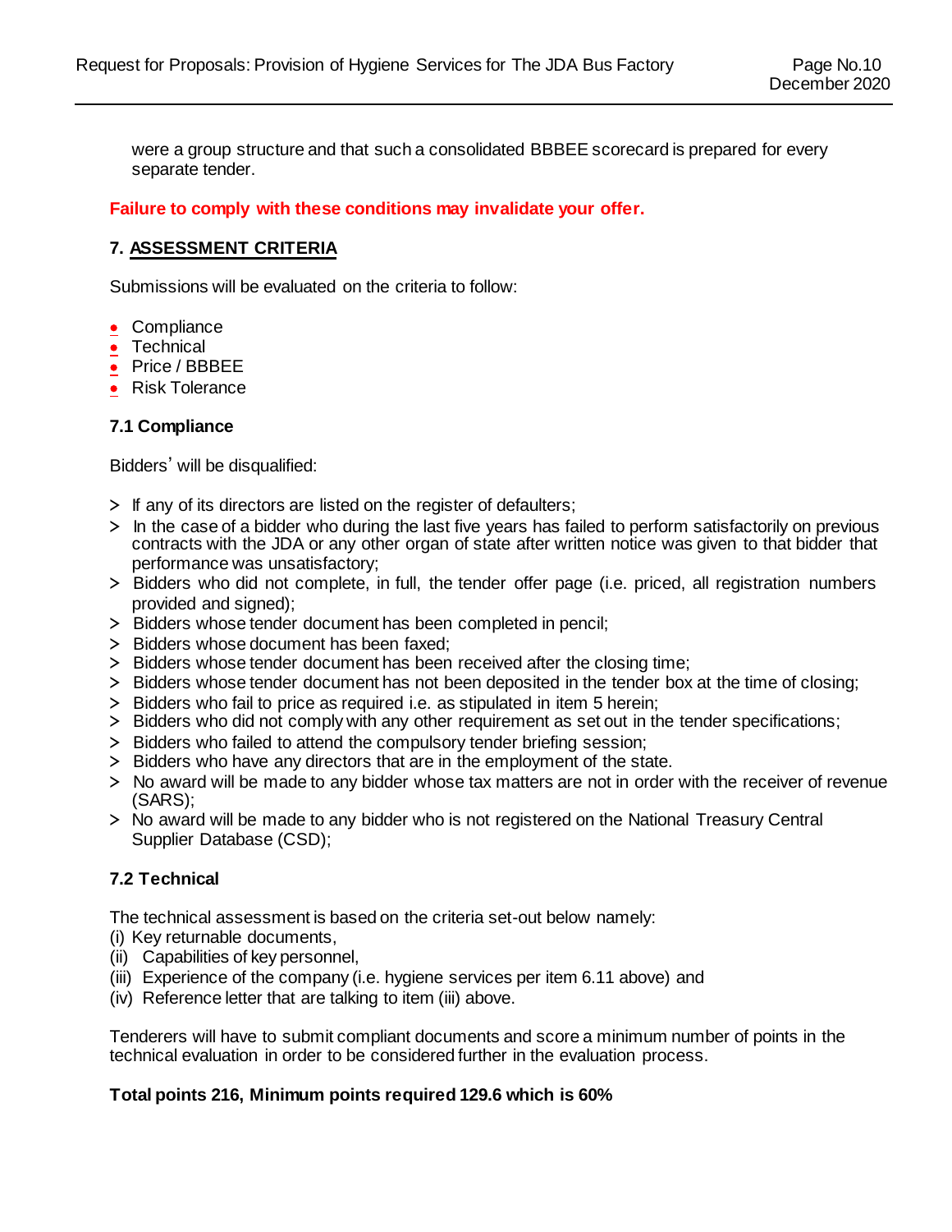were a group structure and that such a consolidated BBBEE scorecard is prepared for every separate tender.

**Failure to comply with these conditions may invalidate your offer.**

## 7. ASSESSMENT CRITERIA

Submissions will be evaluated on the criteria to follow:

- Compliance
- Technical
- Price / BBBEE
- Risk Tolerance

### 7.1 Compliance

Bidders' will be disqualified:

> If any of its directors are listed on the register of defaulters;
> In the case of a bidder who during the last five years has failed to perform satisfactorily on previous contracts with the JDA or any other organ of state after written notice was given to that bidder that performance was unsatisfactory;
> Bidders who did not complete, in full, the tender offer page (i.e. priced, all registration numbers provided and signed);
> Bidders whose tender document has been completed in pencil;
> Bidders whose document has been faxed;
> Bidders whose tender document has been received after the closing time;
> Bidders whose tender document has not been deposited in the tender box at the time of closing;
> Bidders who fail to price as required i.e. as stipulated in item 5 herein;
> Bidders who did not comply with any other requirement as set out in the tender specifications;
> Bidders who failed to attend the compulsory tender briefing session;
> Bidders who have any directors that are in the employment of the state.
> No award will be made to any bidder whose tax matters are not in order with the receiver of revenue (SARS);
> No award will be made to any bidder who is not registered on the National Treasury Central Supplier Database (CSD);

### 7.2 Technical

The technical assessment is based on the criteria set-out below namely:
(i) Key returnable documents,
(ii) Capabilities of key personnel,
(iii) Experience of the company (i.e. hygiene services per item 6.11 above) and
(iv) Reference letter that are talking to item (iii) above.

Tenderers will have to submit compliant documents and score a minimum number of points in the technical evaluation in order to be considered further in the evaluation process.

**Total points 216, Minimum points required 129.6 which is 60%**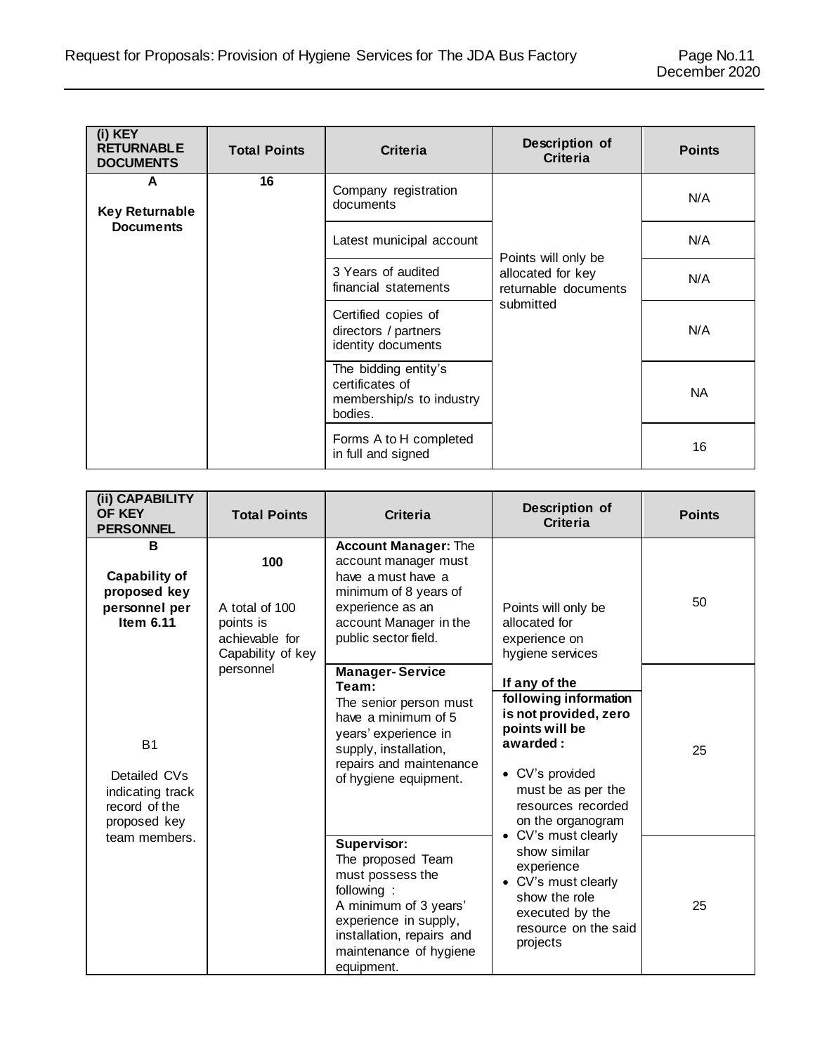| (i) KEY RETURNABLE DOCUMENTS | Total Points | Criteria | Description of Criteria | Points |
|---|---|---|---|---|
| **A**<br><br>**Key Returnable Documents** | **16** | Company registration documents | Points will only be allocated for key returnable documents submitted | N/A |
| | | Latest municipal account | | N/A |
| | | 3 Years of audited financial statements | | N/A |
| | | Certified copies of directors / partners identity documents | | N/A |
| | | The bidding entity's certificates of membership/s to industry bodies. | | NA |
| | | Forms A to H completed in full and signed | | 16 |

| (ii) CAPABILITY OF KEY PERSONNEL | Total Points | Criteria | Description of Criteria | Points |
|---|---|---|---|---|
| **B**<br><br>**Capability of proposed key personnel per Item 6.11**<br><br>B1<br><br>Detailed CVs indicating track record of the proposed key team members. | **100**<br><br>A total of 100 points is achievable for Capability of key personnel | **Account Manager:** The account manager must have a must have a minimum of 8 years of experience as an account Manager in the public sector field. | Points will only be allocated for experience on hygiene services<br><br>**If any of the following information is not provided, zero points will be awarded :**<br><br>• CV's provided must be as per the resources recorded on the organogram<br>• CV's must clearly show similar experience<br>• CV's must clearly show the role executed by the resource on the said projects | 50 |
| | | **Manager- Service Team:**<br>The senior person must have a minimum of 5 years' experience in supply, installation, repairs and maintenance of hygiene equipment. | | 25 |
| | | **Supervisor:**<br>The proposed Team must possess the following :<br>A minimum of 3 years' experience in supply, installation, repairs and maintenance of hygiene equipment. | | 25 |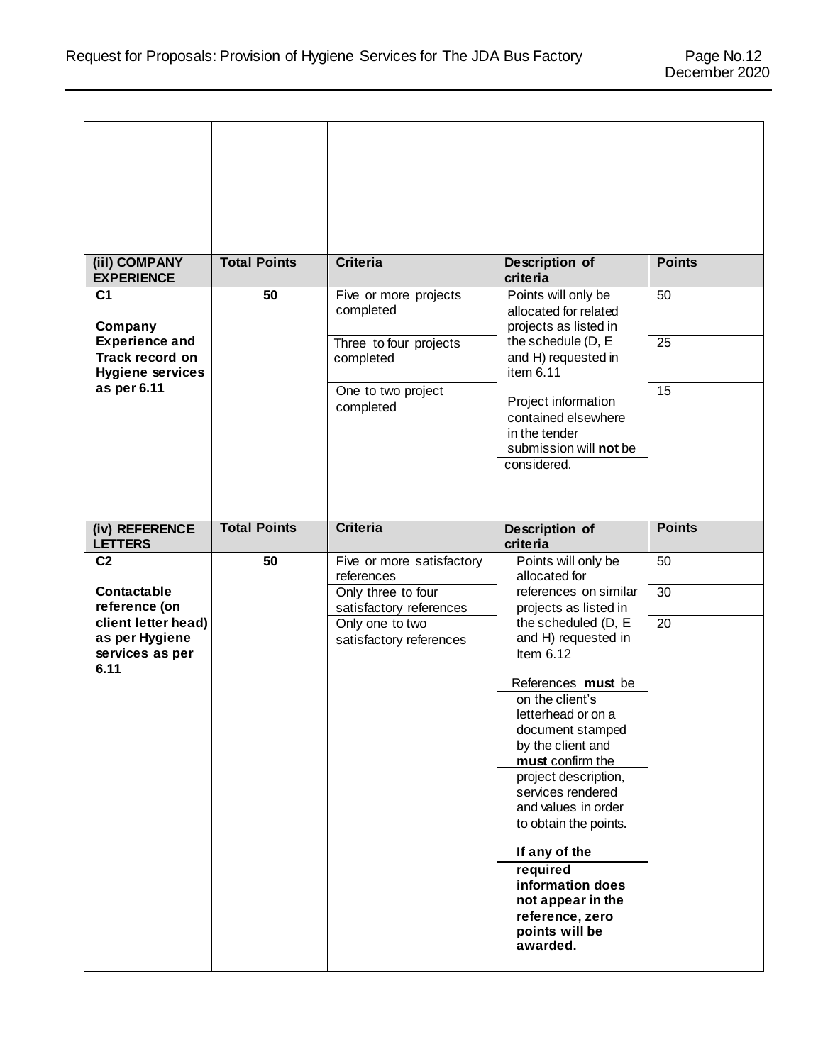| (iii) COMPANY EXPERIENCE | Total Points | Criteria | Description of criteria | Points |
|---|---|---|---|---|
| **C1** **Company Experience and Track record on Hygiene services as per 6.11** | **50** | Five or more projects completed | Points will only be allocated for related projects as listed in the schedule (D, E and H) requested in item 6.11 Project information contained elsewhere in the tender submission will **not** be considered. | 50 |
| | | Three to four projects completed | | 25 |
| | | One to two project completed | | 15 |

| (iv) REFERENCE LETTERS | Total Points | Criteria | Description of criteria | Points |
|---|---|---|---|---|
| **C2** **Contactable reference (on client letter head) as per Hygiene services as per 6.11** | **50** | Five or more satisfactory references | Points will only be allocated for references on similar projects as listed in the scheduled (D, E and H) requested in Item 6.12 References **must** be on the client's letterhead or on a document stamped by the client and **must** confirm the project description, services rendered and values in order to obtain the points. **If any of the required information does not appear in the reference, zero points will be awarded.** | 50 |
| | | Only three to four satisfactory references | | 30 |
| | | Only one to two satisfactory references | | 20 |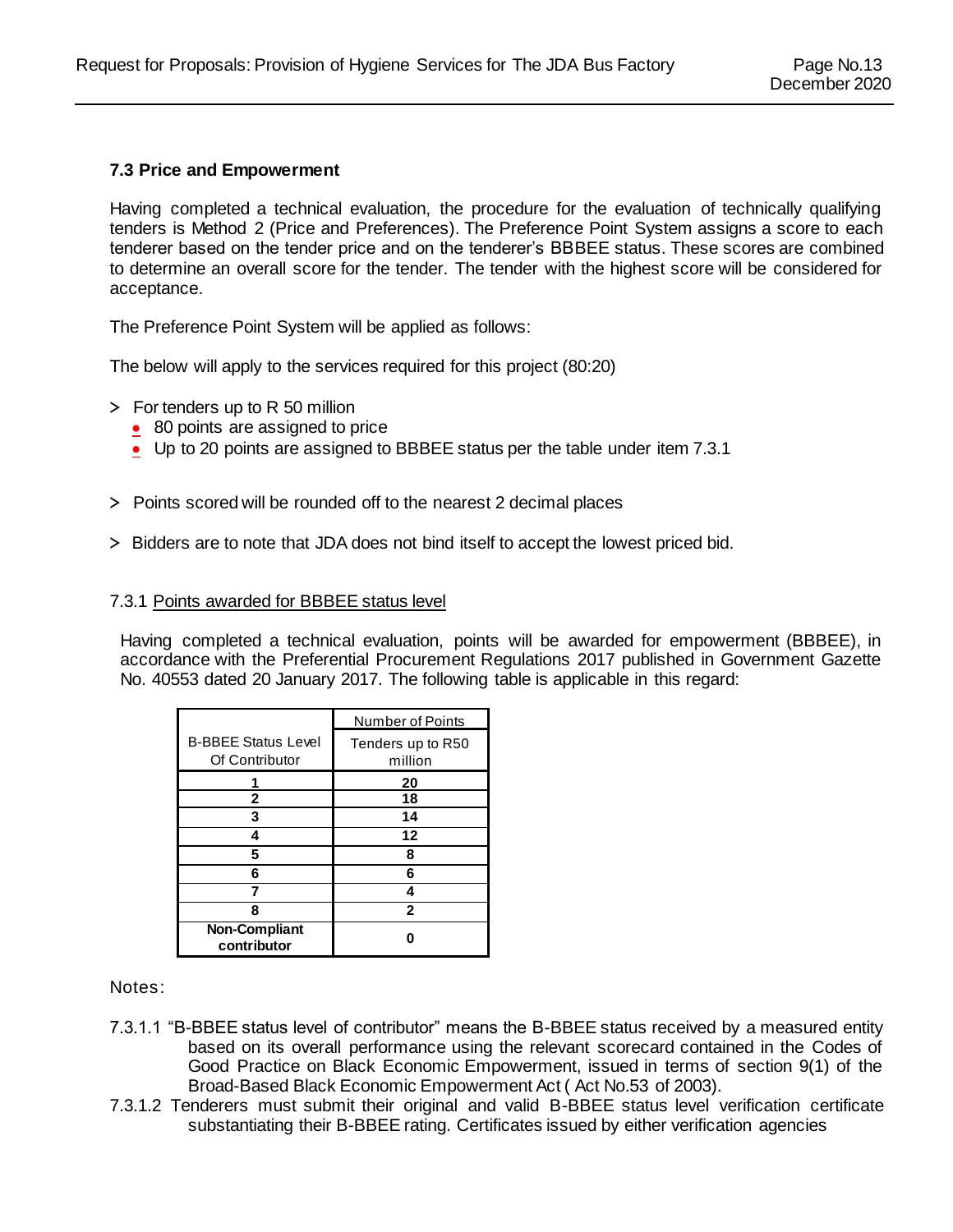### 7.3 Price and Empowerment

Having completed a technical evaluation, the procedure for the evaluation of technically qualifying tenders is Method 2 (Price and Preferences). The Preference Point System assigns a score to each tenderer based on the tender price and on the tenderer's BBBEE status. These scores are combined to determine an overall score for the tender. The tender with the highest score will be considered for acceptance.

The Preference Point System will be applied as follows:

The below will apply to the services required for this project (80:20)

> For tenders up to R 50 million
> - 80 points are assigned to price
> - Up to 20 points are assigned to BBBEE status per the table under item 7.3.1

> Points scored will be rounded off to the nearest 2 decimal places

> Bidders are to note that JDA does not bind itself to accept the lowest priced bid.

#### 7.3.1 Points awarded for BBBEE status level

Having completed a technical evaluation, points will be awarded for empowerment (BBBEE), in accordance with the Preferential Procurement Regulations 2017 published in Government Gazette No. 40553 dated 20 January 2017. The following table is applicable in this regard:

| B-BBEE Status Level Of Contributor | Number of Points<br>Tenders up to R50 million |
|---|---|
| **1** | **20** |
| **2** | **18** |
| **3** | **14** |
| **4** | **12** |
| **5** | **8** |
| **6** | **6** |
| **7** | **4** |
| **8** | **2** |
| **Non-Compliant contributor** | **0** |

Notes:

7.3.1.1 "B-BBEE status level of contributor" means the B-BBEE status received by a measured entity based on its overall performance using the relevant scorecard contained in the Codes of Good Practice on Black Economic Empowerment, issued in terms of section 9(1) of the Broad-Based Black Economic Empowerment Act ( Act No.53 of 2003).

7.3.1.2 Tenderers must submit their original and valid B-BBEE status level verification certificate substantiating their B-BBEE rating. Certificates issued by either verification agencies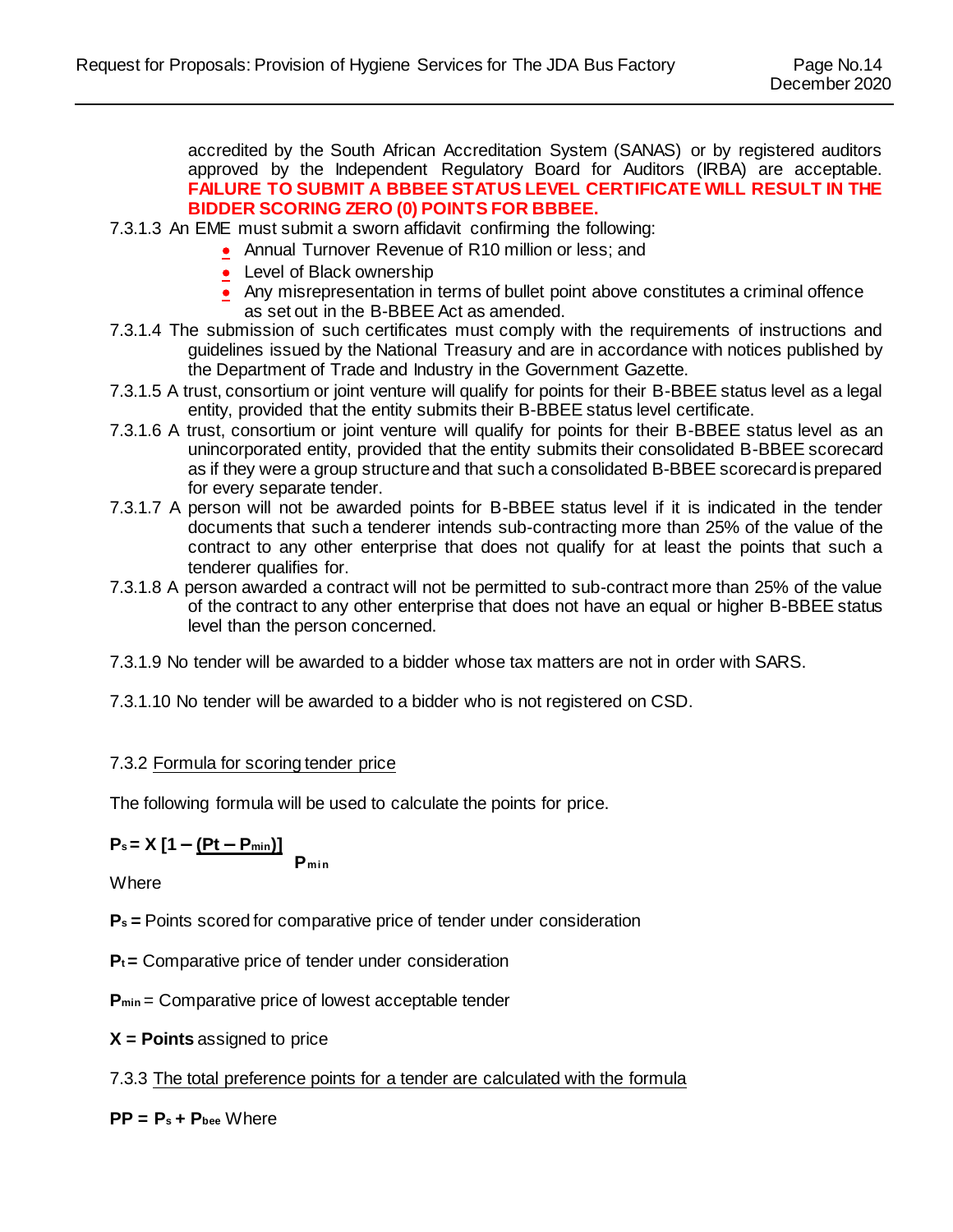accredited by the South African Accreditation System (SANAS) or by registered auditors approved by the Independent Regulatory Board for Auditors (IRBA) are acceptable. **FAILURE TO SUBMIT A BBBEE STATUS LEVEL CERTIFICATE WILL RESULT IN THE BIDDER SCORING ZERO (0) POINTS FOR BBBEE.**

7.3.1.3 An EME must submit a sworn affidavit confirming the following:

- Annual Turnover Revenue of R10 million or less; and
- Level of Black ownership
- Any misrepresentation in terms of bullet point above constitutes a criminal offence as set out in the B-BBEE Act as amended.

7.3.1.4 The submission of such certificates must comply with the requirements of instructions and guidelines issued by the National Treasury and are in accordance with notices published by the Department of Trade and Industry in the Government Gazette.

7.3.1.5 A trust, consortium or joint venture will qualify for points for their B-BBEE status level as a legal entity, provided that the entity submits their B-BBEE status level certificate.

7.3.1.6 A trust, consortium or joint venture will qualify for points for their B-BBEE status level as an unincorporated entity, provided that the entity submits their consolidated B-BBEE scorecard as if they were a group structure and that such a consolidated B-BBEE scorecard is prepared for every separate tender.

7.3.1.7 A person will not be awarded points for B-BBEE status level if it is indicated in the tender documents that such a tenderer intends sub-contracting more than 25% of the value of the contract to any other enterprise that does not qualify for at least the points that such a tenderer qualifies for.

7.3.1.8 A person awarded a contract will not be permitted to sub-contract more than 25% of the value of the contract to any other enterprise that does not have an equal or higher B-BBEE status level than the person concerned.

7.3.1.9 No tender will be awarded to a bidder whose tax matters are not in order with SARS.

7.3.1.10 No tender will be awarded to a bidder who is not registered on CSD.

7.3.2 Formula for scoring tender price

The following formula will be used to calculate the points for price.

$$P_s = X\left[1 - \frac{(Pt - P_{min})}{P_{min}}\right]$$

Where

**$P_s$ =** Points scored for comparative price of tender under consideration

**$P_t$ =** Comparative price of tender under consideration

**$P_{min}$** = Comparative price of lowest acceptable tender

**X = Points** assigned to price

7.3.3 The total preference points for a tender are calculated with the formula

**$PP = P_s + P_{bee}$** Where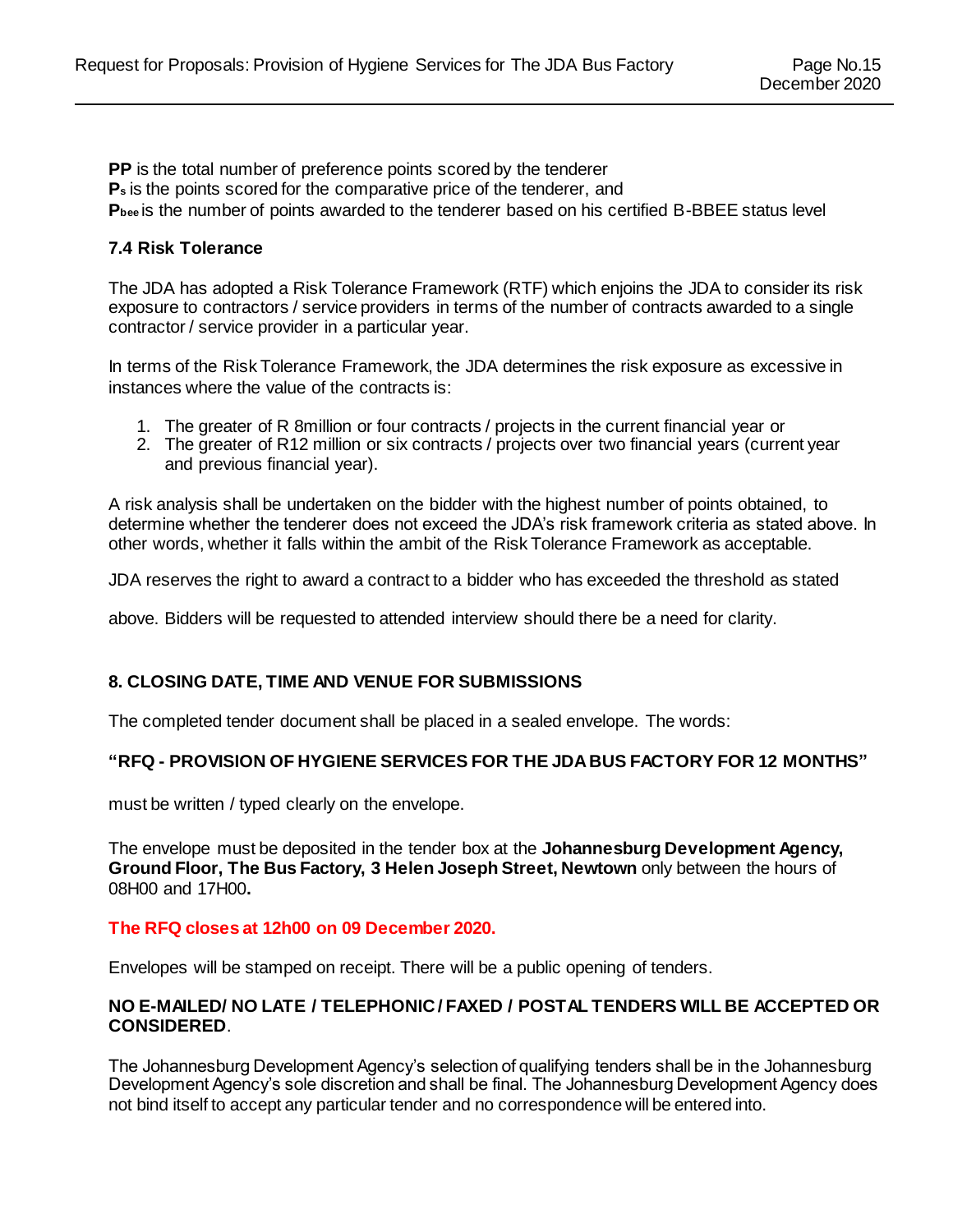**PP** is the total number of preference points scored by the tenderer
**$P_s$** is the points scored for the comparative price of the tenderer, and
**$P_{bee}$** is the number of points awarded to the tenderer based on his certified B-BBEE status level

### 7.4 Risk Tolerance

The JDA has adopted a Risk Tolerance Framework (RTF) which enjoins the JDA to consider its risk exposure to contractors / service providers in terms of the number of contracts awarded to a single contractor / service provider in a particular year.

In terms of the Risk Tolerance Framework, the JDA determines the risk exposure as excessive in instances where the value of the contracts is:

1. The greater of R 8million or four contracts / projects in the current financial year or
2. The greater of R12 million or six contracts / projects over two financial years (current year and previous financial year).

A risk analysis shall be undertaken on the bidder with the highest number of points obtained, to determine whether the tenderer does not exceed the JDA's risk framework criteria as stated above. In other words, whether it falls within the ambit of the Risk Tolerance Framework as acceptable.

JDA reserves the right to award a contract to a bidder who has exceeded the threshold as stated

above. Bidders will be requested to attended interview should there be a need for clarity.

## 8. CLOSING DATE, TIME AND VENUE FOR SUBMISSIONS

The completed tender document shall be placed in a sealed envelope. The words:

**"RFQ - PROVISION OF HYGIENE SERVICES FOR THE JDA BUS FACTORY FOR 12 MONTHS"**

must be written / typed clearly on the envelope.

The envelope must be deposited in the tender box at the **Johannesburg Development Agency, Ground Floor, The Bus Factory, 3 Helen Joseph Street, Newtown** only between the hours of 08H00 and 17H00**.**

**The RFQ closes at 12h00 on 09 December 2020.**

Envelopes will be stamped on receipt. There will be a public opening of tenders.

**NO E-MAILED/ NO LATE / TELEPHONIC / FAXED / POSTAL TENDERS WILL BE ACCEPTED OR CONSIDERED**.

The Johannesburg Development Agency's selection of qualifying tenders shall be in the Johannesburg Development Agency's sole discretion and shall be final. The Johannesburg Development Agency does not bind itself to accept any particular tender and no correspondence will be entered into.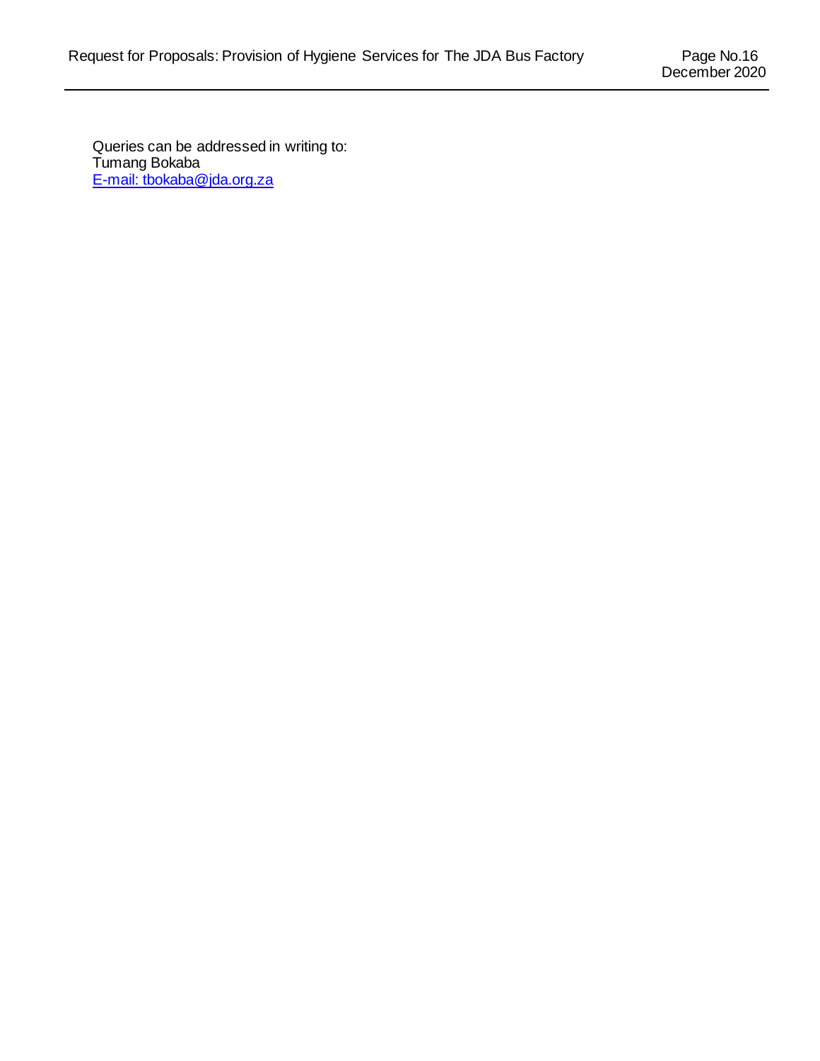Queries can be addressed in writing to:
Tumang Bokaba
E-mail: tbokaba@jda.org.za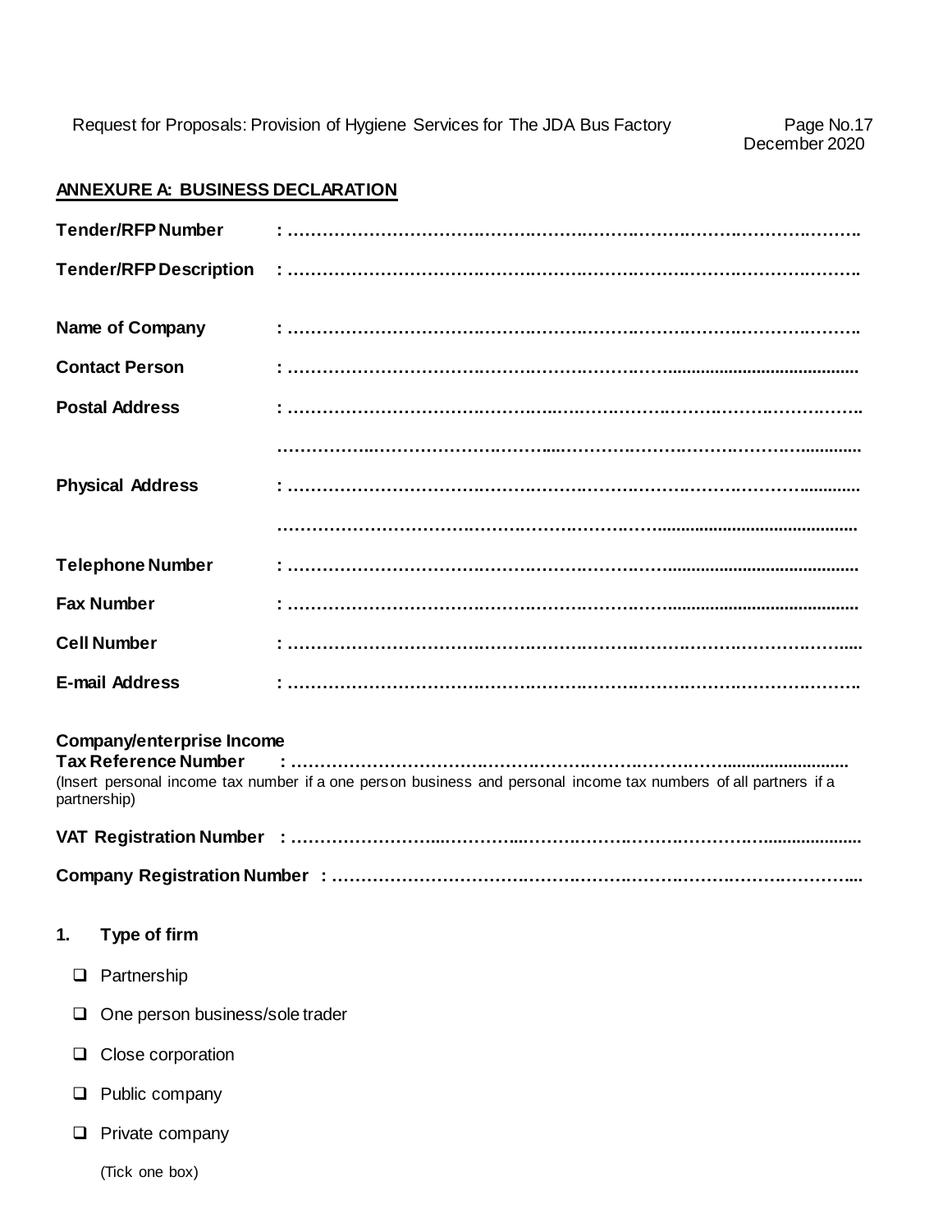## ANNEXURE A: BUSINESS DECLARATION

**Tender/RFP Number** : ……………………………………………………………………………………

**Tender/RFP Description** : ……………………………………………………………………………………

**Name of Company** : ……………………………………………………………………………………

**Contact Person** : ……………………………………………………………………………………

**Postal Address** : ……………………………………………………………………………………

……………………………………………………………………………………

**Physical Address** : ……………………………………………………………………………………

……………………………………………………………………………………

**Telephone Number** : ……………………………………………………………………………………

**Fax Number** : ……………………………………………………………………………………

**Cell Number** : ……………………………………………………………………………………

**E-mail Address** : ……………………………………………………………………………………

**Company/enterprise Income Tax Reference Number** : ……………………………………………………………………………………
(Insert personal income tax number if a one person business and personal income tax numbers of all partners if a partnership)

**VAT Registration Number** : ……………………………………………………………………………………

**Company Registration Number** : ……………………………………………………………………………………

**1. Type of firm**

- ☐ Partnership
- ☐ One person business/sole trader
- ☐ Close corporation
- ☐ Public company
- ☐ Private company

(Tick one box)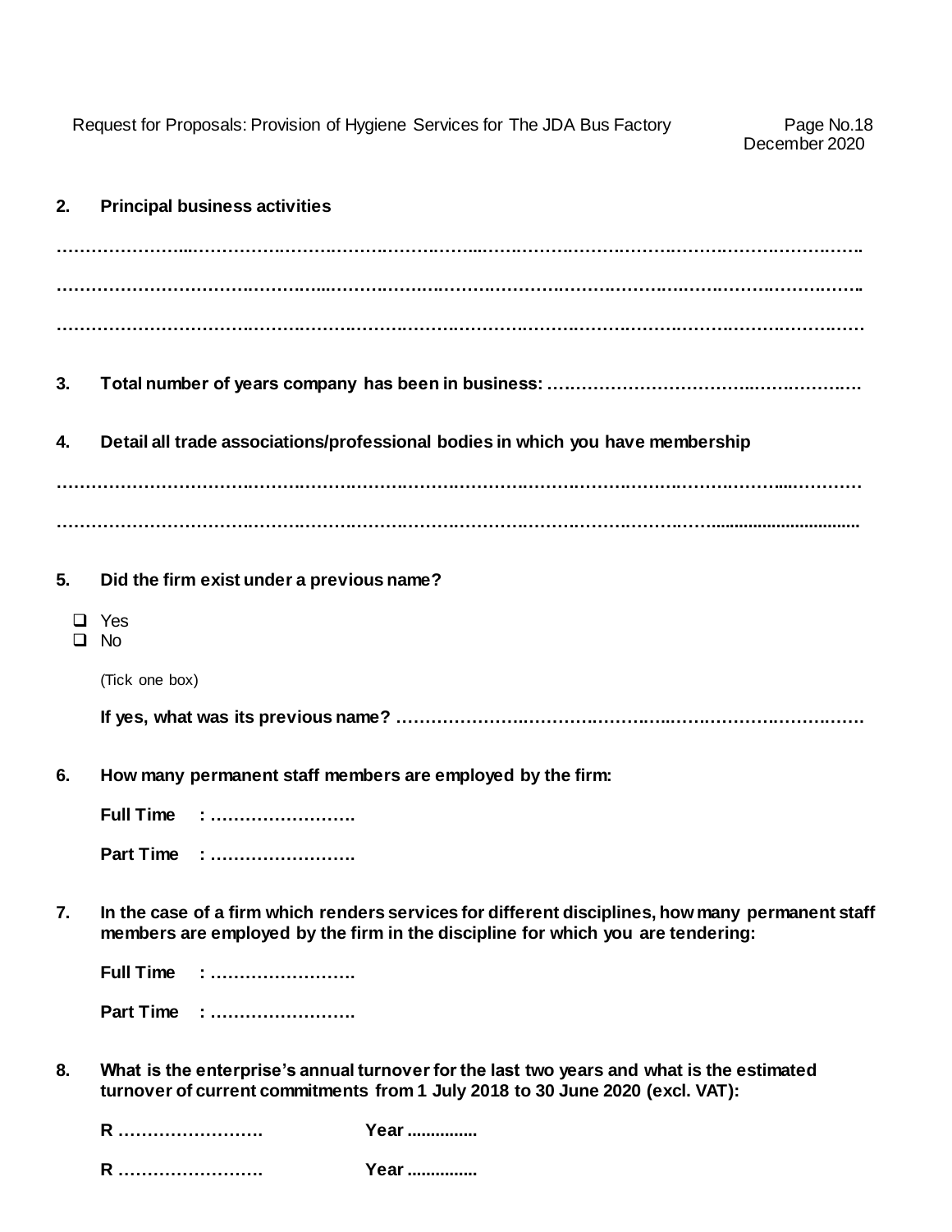**2. Principal business activities**

……………………………………………………………………………………………………………………

……………………………………………………………………………………………………………………

……………………………………………………………………………………………………………………

**3. Total number of years company has been in business: ……………………………………………………**

**4. Detail all trade associations/professional bodies in which you have membership**

……………………………………………………………………………………………………………………

……………………………………………………………………………………………………………………

**5. Did the firm exist under a previous name?**

- ☐ Yes
- ☐ No

(Tick one box)

**If yes, what was its previous name? ……………………………………………………………………………**

**6. How many permanent staff members are employed by the firm:**

**Full Time : …………………….**

**Part Time : …………………….**

**7. In the case of a firm which renders services for different disciplines, how many permanent staff members are employed by the firm in the discipline for which you are tendering:**

**Full Time : …………………….**

**Part Time : …………………….**

**8. What is the enterprise's annual turnover for the last two years and what is the estimated turnover of current commitments from 1 July 2018 to 30 June 2020 (excl. VAT):**

**R ……………………. Year ..............**

**R ……………………. Year ..............**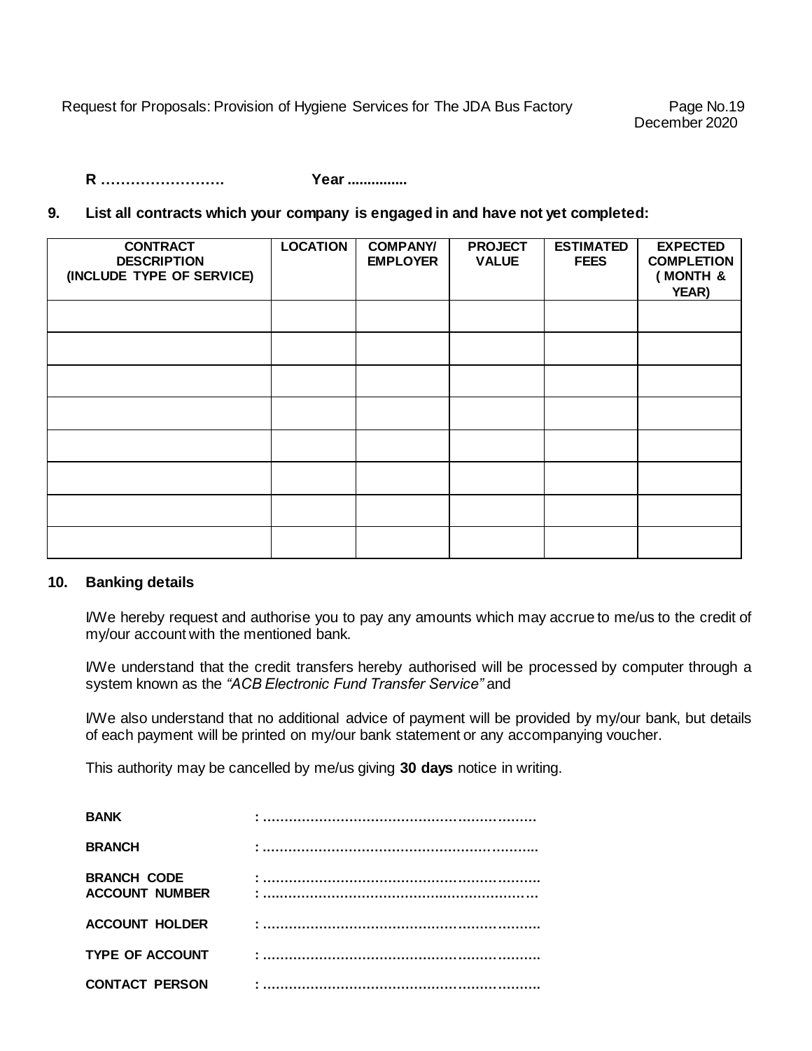**R …………………….                    Year ..............**

**9. List all contracts which your company is engaged in and have not yet completed:**

| CONTRACT DESCRIPTION (INCLUDE TYPE OF SERVICE) | LOCATION | COMPANY/ EMPLOYER | PROJECT VALUE | ESTIMATED FEES | EXPECTED COMPLETION ( MONTH & YEAR) |
|---|---|---|---|---|---|
| | | | | | |
| | | | | | |
| | | | | | |
| | | | | | |
| | | | | | |
| | | | | | |
| | | | | | |
| | | | | | |

**10. Banking details**

I/We hereby request and authorise you to pay any amounts which may accrue to me/us to the credit of my/our account with the mentioned bank.

I/We understand that the credit transfers hereby authorised will be processed by computer through a system known as the *"ACB Electronic Fund Transfer Service"* and

I/We also understand that no additional advice of payment will be provided by my/our bank, but details of each payment will be printed on my/our bank statement or any accompanying voucher.

This authority may be cancelled by me/us giving **30 days** notice in writing.

**BANK** : ……………………………………………………….

**BRANCH** : ……………………………………………………….

**BRANCH CODE** : ……………………………………………………….

**ACCOUNT NUMBER** : ……………………………………………………….

**ACCOUNT HOLDER** : ……………………………………………………….

**TYPE OF ACCOUNT** : ……………………………………………………….

**CONTACT PERSON** : ……………………………………………………….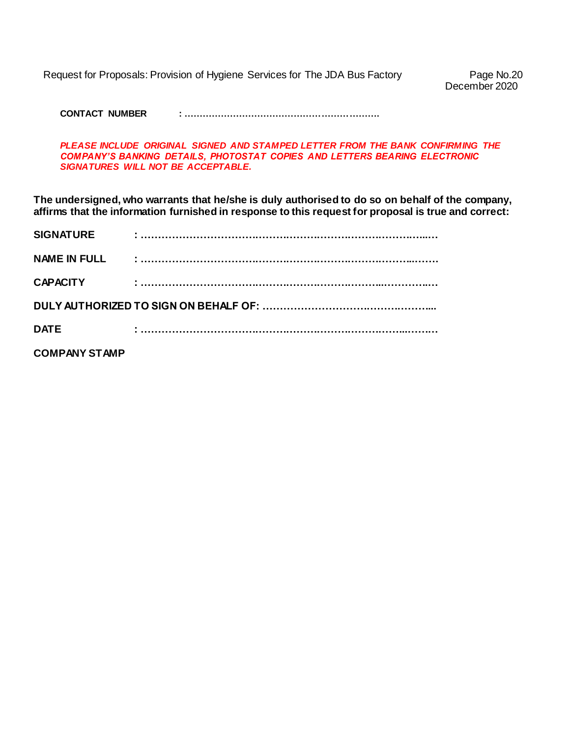**CONTACT NUMBER** : ……………………………………………………….

***PLEASE INCLUDE ORIGINAL SIGNED AND STAMPED LETTER FROM THE BANK CONFIRMING THE COMPANY'S BANKING DETAILS, PHOTOSTAT COPIES AND LETTERS BEARING ELECTRONIC SIGNATURES WILL NOT BE ACCEPTABLE.***

**The undersigned, who warrants that he/she is duly authorised to do so on behalf of the company, affirms that the information furnished in response to this request for proposal is true and correct:**

**SIGNATURE** : ……………………………………………………………………………

**NAME IN FULL** : ……………………………………………………………………………

**CAPACITY** : ……………………………………………………………………………

**DULY AUTHORIZED TO SIGN ON BEHALF OF:** …………………………………………….

**DATE** : ……………………………………………………………………………

**COMPANY STAMP**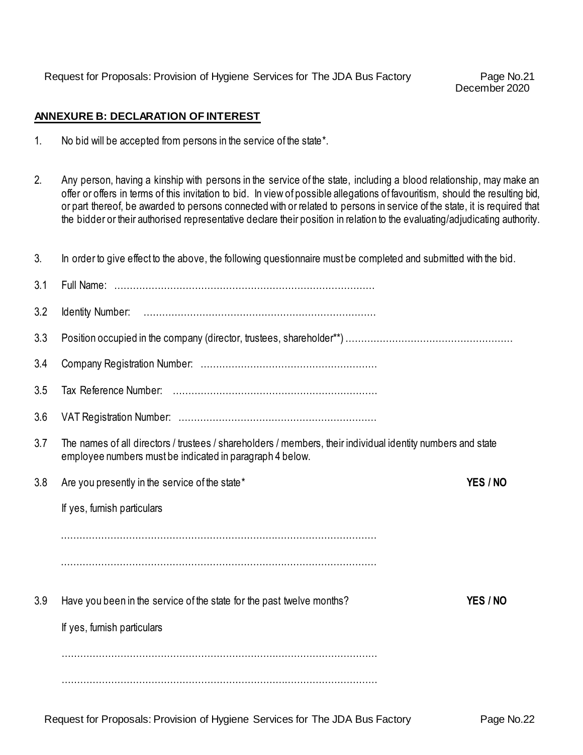## ANNEXURE B: DECLARATION OF INTEREST

1. No bid will be accepted from persons in the service of the state*.

2. Any person, having a kinship with persons in the service of the state, including a blood relationship, may make an offer or offers in terms of this invitation to bid. In view of possible allegations of favouritism, should the resulting bid, or part thereof, be awarded to persons connected with or related to persons in service of the state, it is required that the bidder or their authorised representative declare their position in relation to the evaluating/adjudicating authority.

3. In order to give effect to the above, the following questionnaire must be completed and submitted with the bid.

3.1 Full Name: ………………………………………………………………………

3.2 Identity Number: ………………………………………………………………

3.3 Position occupied in the company (director, trustees, shareholder**) ………………………………………………

3.4 Company Registration Number: ………………………………………………

3.5 Tax Reference Number: ………………………………………………………

3.6 VAT Registration Number: ……………………………………………………

3.7 The names of all directors / trustees / shareholders / members, their individual identity numbers and state employee numbers must be indicated in paragraph 4 below.

3.8 Are you presently in the service of the state* **YES / NO**

If yes, furnish particulars

……………………………………………………………………………………………

……………………………………………………………………………………………

3.9 Have you been in the service of the state for the past twelve months? **YES / NO**

If yes, furnish particulars

……………………………………………………………………………………………

……………………………………………………………………………………………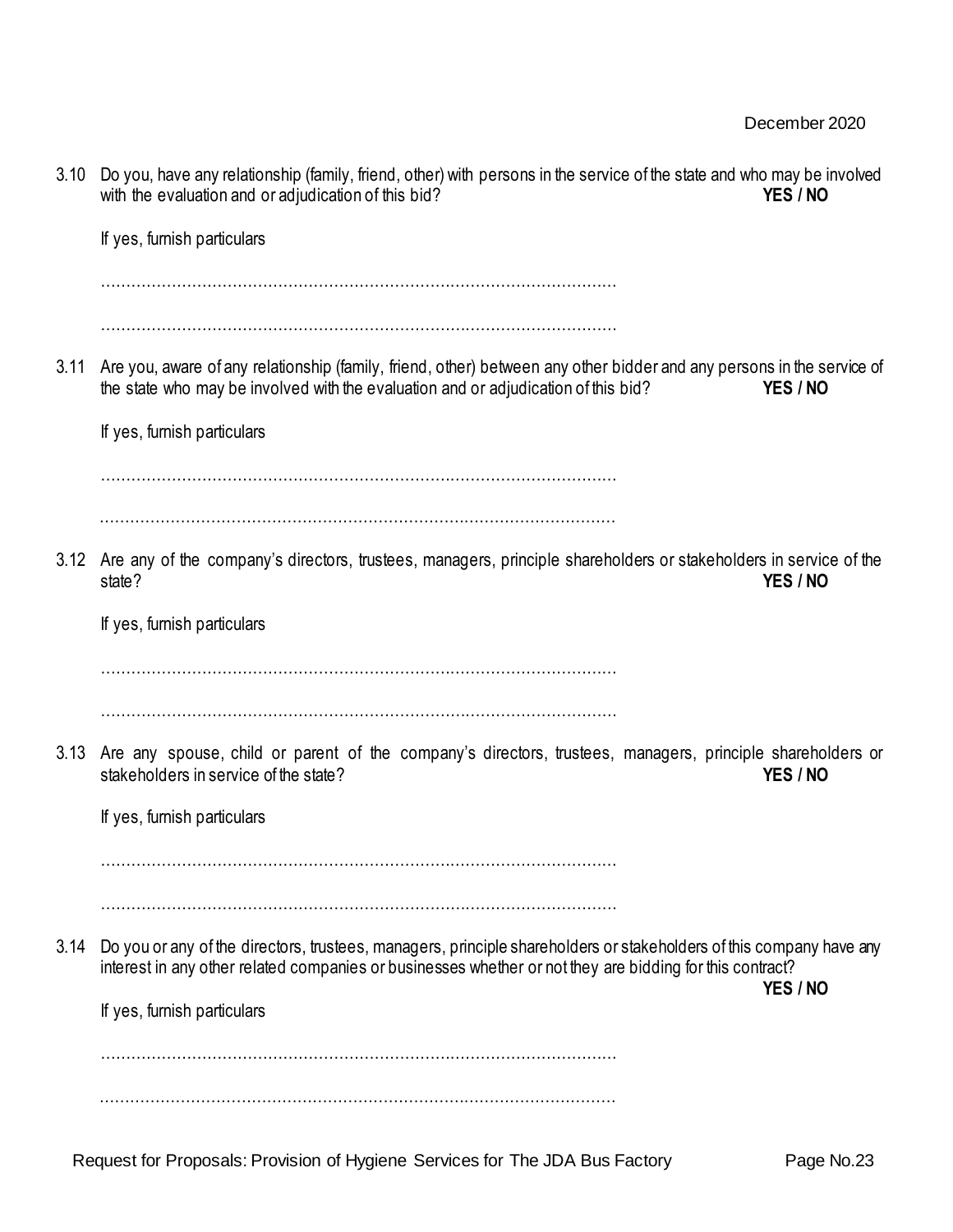3.10 Do you, have any relationship (family, friend, other) with persons in the service of the state and who may be involved with the evaluation and or adjudication of this bid? **YES / NO**

If yes, furnish particulars

…………………………………………………………………………………………

…………………………………………………………………………………………

3.11 Are you, aware of any relationship (family, friend, other) between any other bidder and any persons in the service of the state who may be involved with the evaluation and or adjudication of this bid? **YES / NO**

If yes, furnish particulars

…………………………………………………………………………………………

…………………………………………………………………………………………

3.12 Are any of the company's directors, trustees, managers, principle shareholders or stakeholders in service of the state? **YES / NO**

If yes, furnish particulars

…………………………………………………………………………………………

…………………………………………………………………………………………

3.13 Are any spouse, child or parent of the company's directors, trustees, managers, principle shareholders or stakeholders in service of the state? **YES / NO**

If yes, furnish particulars

…………………………………………………………………………………………

…………………………………………………………………………………………

3.14 Do you or any of the directors, trustees, managers, principle shareholders or stakeholders of this company have any interest in any other related companies or businesses whether or not they are bidding for this contract? **YES / NO**

If yes, furnish particulars

…………………………………………………………………………………………

…………………………………………………………………………………………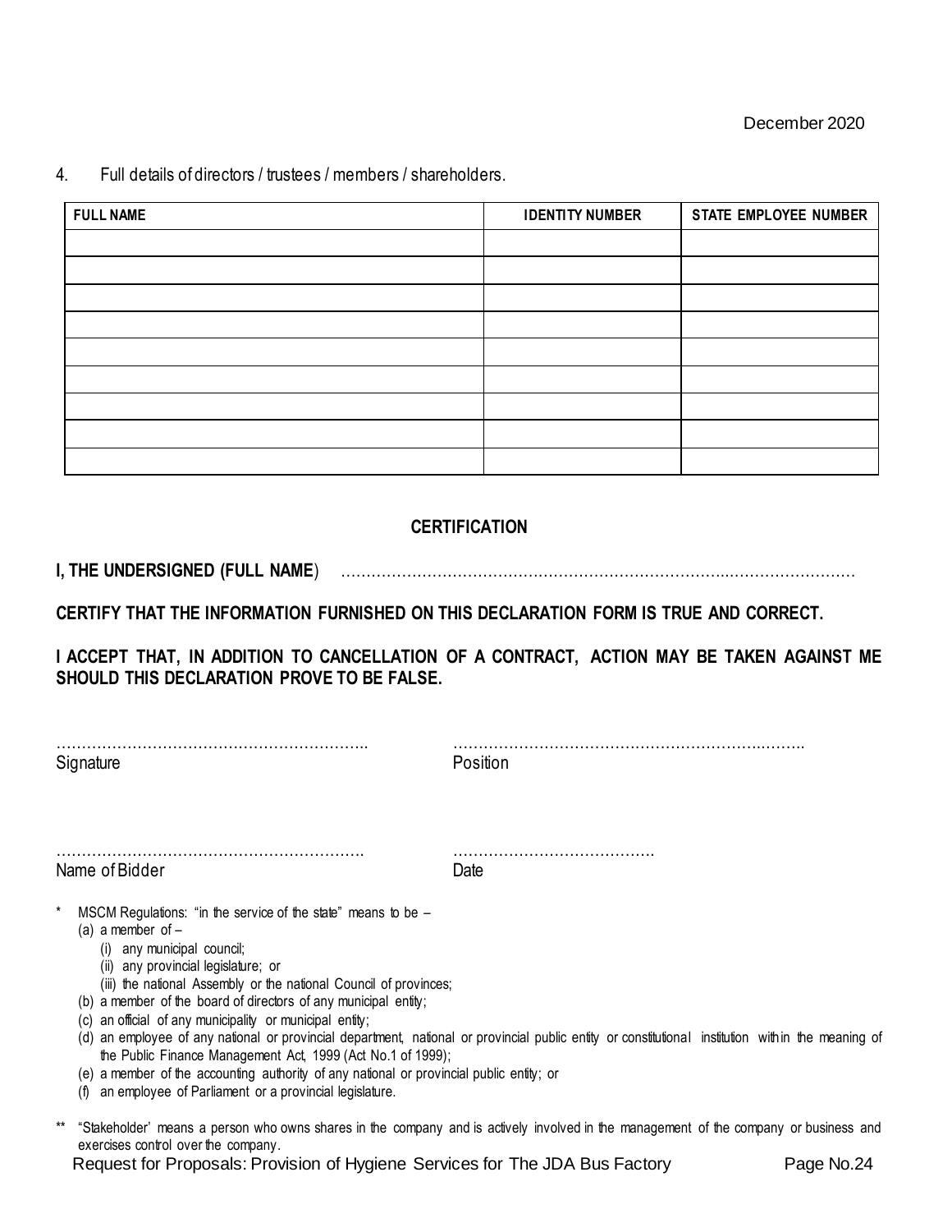4. Full details of directors / trustees / members / shareholders.

| FULL NAME | IDENTITY NUMBER | STATE EMPLOYEE NUMBER |
|---|---|---|
| | | |
| | | |
| | | |
| | | |
| | | |
| | | |
| | | |
| | | |
| | | |

**CERTIFICATION**

**I, THE UNDERSIGNED (FULL NAME**) …………………………………………………………………………………………

**CERTIFY THAT THE INFORMATION FURNISHED ON THIS DECLARATION FORM IS TRUE AND CORRECT.**

**I ACCEPT THAT, IN ADDITION TO CANCELLATION OF A CONTRACT, ACTION MAY BE TAKEN AGAINST ME SHOULD THIS DECLARATION PROVE TO BE FALSE.**

……………………………………………………. ……………………………………………………………
Signature Position

……………………………………………………. ………………………………….
Name of Bidder Date

\* MSCM Regulations: "in the service of the state" means to be –
 (a) a member of –
  (i) any municipal council;
  (ii) any provincial legislature; or
  (iii) the national Assembly or the national Council of provinces;
 (b) a member of the board of directors of any municipal entity;
 (c) an official of any municipality or municipal entity;
 (d) an employee of any national or provincial department, national or provincial public entity or constitutional institution within the meaning of the Public Finance Management Act, 1999 (Act No.1 of 1999);
 (e) a member of the accounting authority of any national or provincial public entity; or
 (f) an employee of Parliament or a provincial legislature.

\*\* "Stakeholder' means a person who owns shares in the company and is actively involved in the management of the company or business and exercises control over the company.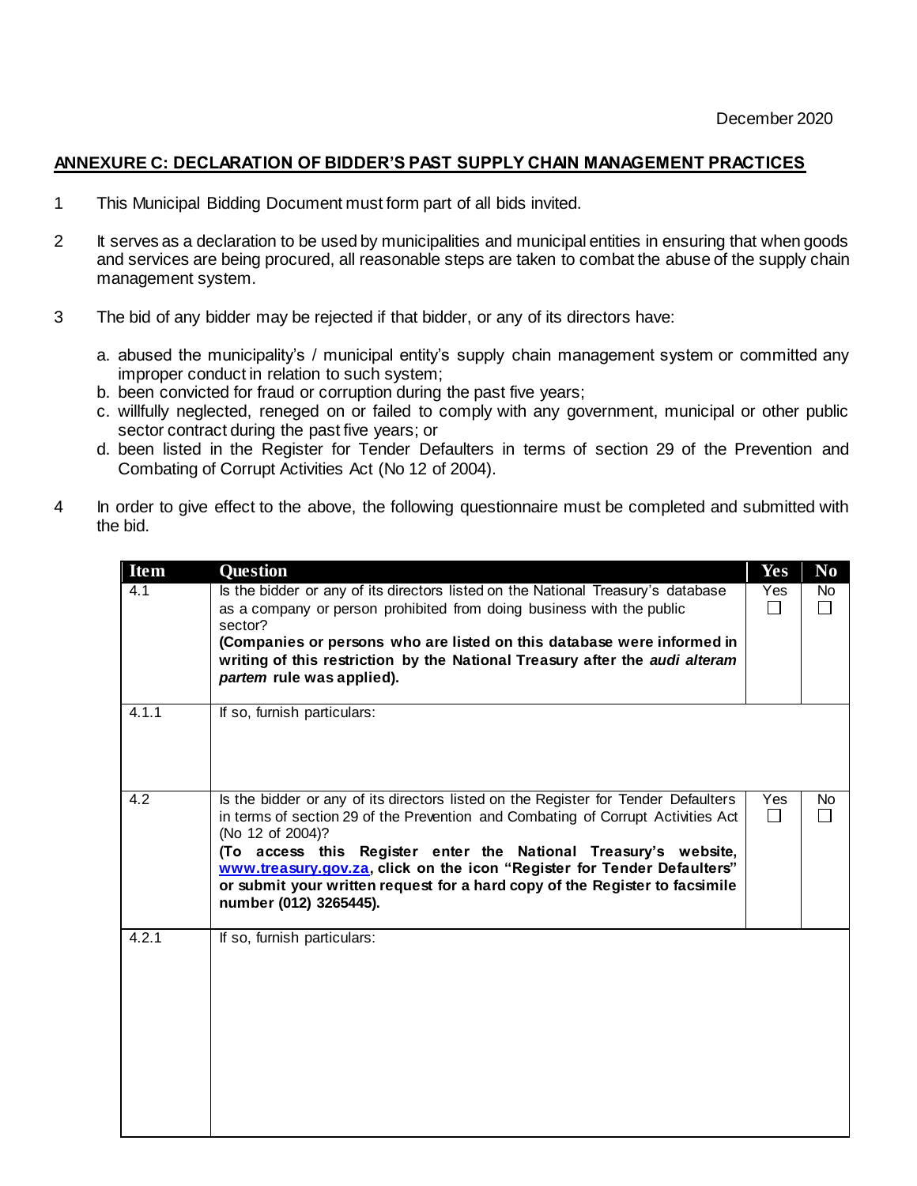December 2020

## ANNEXURE C: DECLARATION OF BIDDER'S PAST SUPPLY CHAIN MANAGEMENT PRACTICES

1. This Municipal Bidding Document must form part of all bids invited.

2. It serves as a declaration to be used by municipalities and municipal entities in ensuring that when goods and services are being procured, all reasonable steps are taken to combat the abuse of the supply chain management system.

3. The bid of any bidder may be rejected if that bidder, or any of its directors have:

   a. abused the municipality's / municipal entity's supply chain management system or committed any improper conduct in relation to such system;
   b. been convicted for fraud or corruption during the past five years;
   c. willfully neglected, reneged on or failed to comply with any government, municipal or other public sector contract during the past five years; or
   d. been listed in the Register for Tender Defaulters in terms of section 29 of the Prevention and Combating of Corrupt Activities Act (No 12 of 2004).

4. In order to give effect to the above, the following questionnaire must be completed and submitted with the bid.

| Item | Question | Yes | No |
|---|---|---|---|
| 4.1 | Is the bidder or any of its directors listed on the National Treasury's database as a company or person prohibited from doing business with the public sector? **(Companies or persons who are listed on this database were informed in writing of this restriction by the National Treasury after the *audi alteram partem* rule was applied).** | Yes ☐ | No ☐ |
| 4.1.1 | If so, furnish particulars: | | |
| 4.2 | Is the bidder or any of its directors listed on the Register for Tender Defaulters in terms of section 29 of the Prevention and Combating of Corrupt Activities Act (No 12 of 2004)? **(To access this Register enter the National Treasury's website, [www.treasury.gov.za](http://www.treasury.gov.za), click on the icon "Register for Tender Defaulters" or submit your written request for a hard copy of the Register to facsimile number (012) 3265445).** | Yes ☐ | No ☐ |
| 4.2.1 | If so, furnish particulars: | | |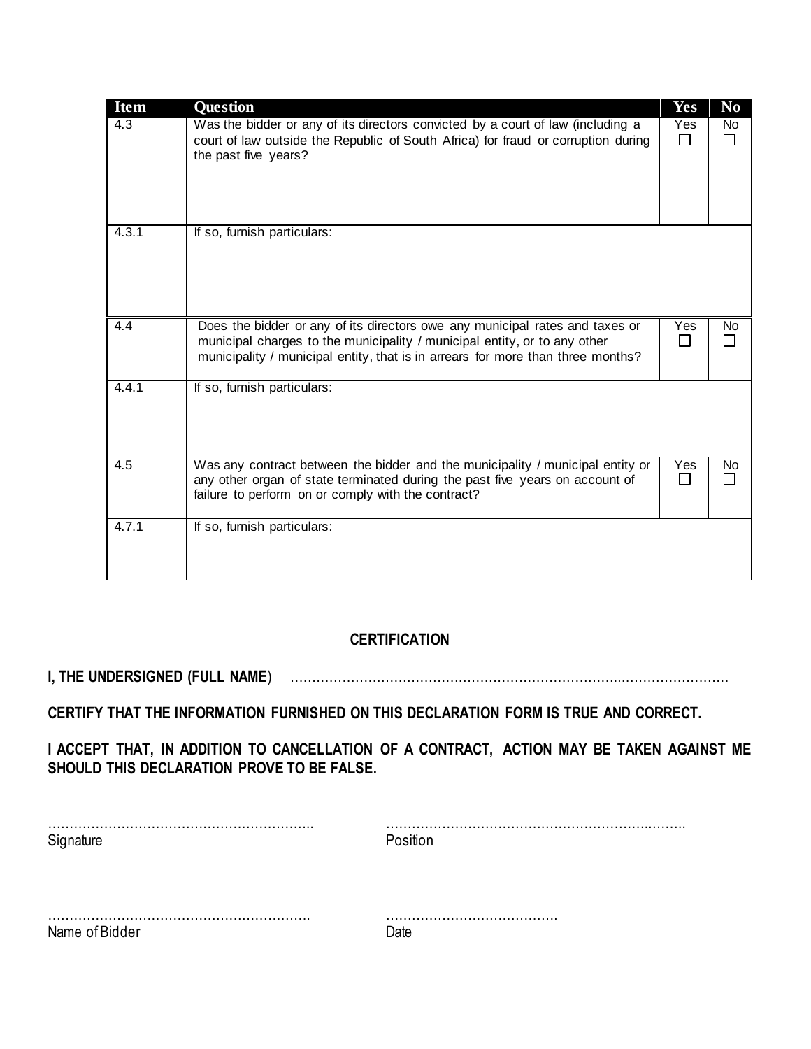| Item | Question | Yes | No |
|---|---|---|---|
| 4.3 | Was the bidder or any of its directors convicted by a court of law (including a court of law outside the Republic of South Africa) for fraud or corruption during the past five years? | Yes ☐ | No ☐ |
| 4.3.1 | If so, furnish particulars: | | |
| 4.4 | Does the bidder or any of its directors owe any municipal rates and taxes or municipal charges to the municipality / municipal entity, or to any other municipality / municipal entity, that is in arrears for more than three months? | Yes ☐ | No ☐ |
| 4.4.1 | If so, furnish particulars: | | |
| 4.5 | Was any contract between the bidder and the municipality / municipal entity or any other organ of state terminated during the past five years on account of failure to perform on or comply with the contract? | Yes ☐ | No ☐ |
| 4.7.1 | If so, furnish particulars: | | |

**CERTIFICATION**

**I, THE UNDERSIGNED (FULL NAME**) …………………………………………………………………………………………

**CERTIFY THAT THE INFORMATION FURNISHED ON THIS DECLARATION FORM IS TRUE AND CORRECT.**

**I ACCEPT THAT, IN ADDITION TO CANCELLATION OF A CONTRACT, ACTION MAY BE TAKEN AGAINST ME SHOULD THIS DECLARATION PROVE TO BE FALSE.**

……………………………………………………. ……………………………………………………………
Signature Position

……………………………………………………. …………………………………
Name of Bidder Date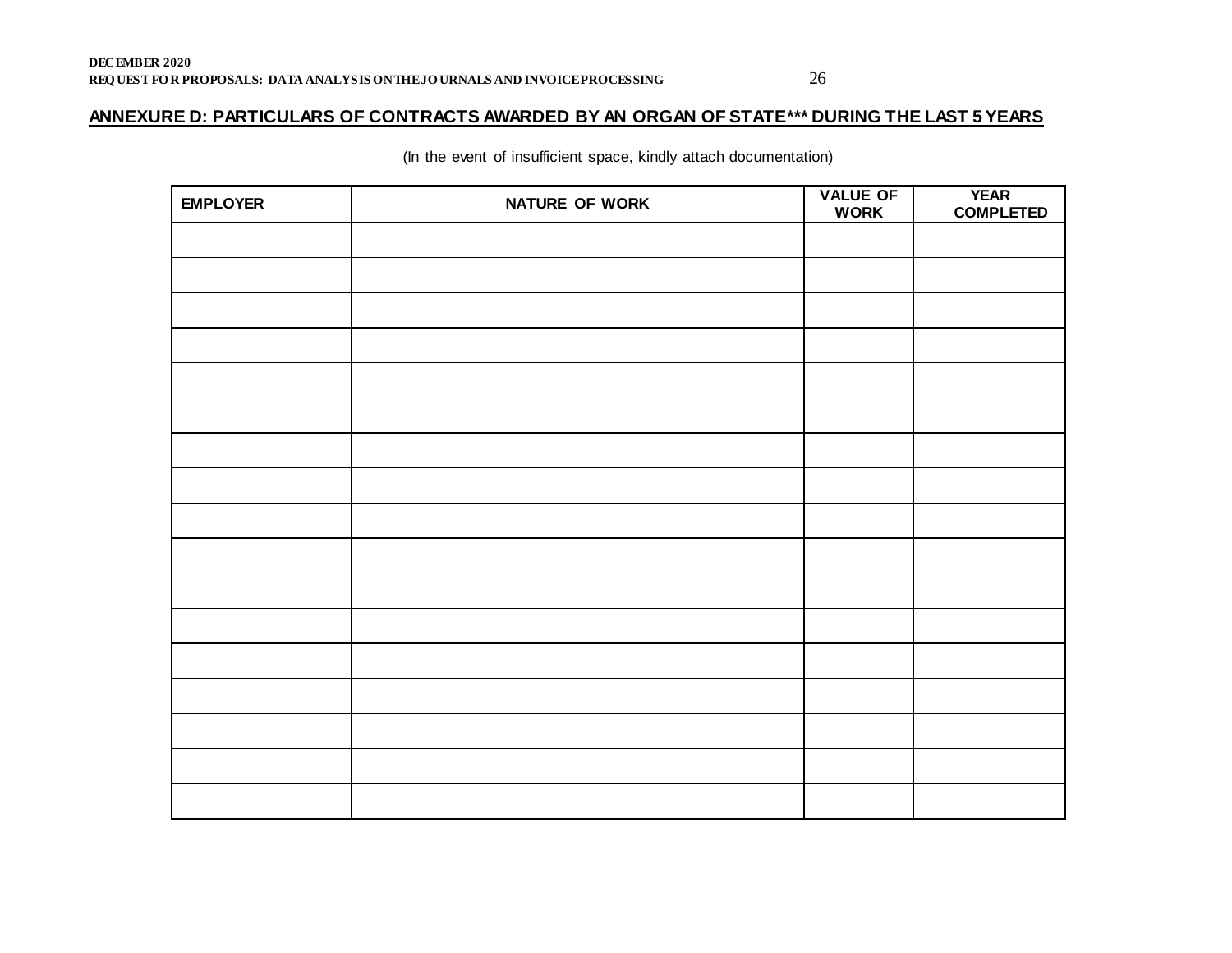## ANNEXURE D: PARTICULARS OF CONTRACTS AWARDED BY AN ORGAN OF STATE*** DURING THE LAST 5 YEARS

(In the event of insufficient space, kindly attach documentation)

| EMPLOYER | NATURE OF WORK | VALUE OF WORK | YEAR COMPLETED |
|---|---|---|---|
| | | | |
| | | | |
| | | | |
| | | | |
| | | | |
| | | | |
| | | | |
| | | | |
| | | | |
| | | | |
| | | | |
| | | | |
| | | | |
| | | | |
| | | | |
| | | | |
| | | | |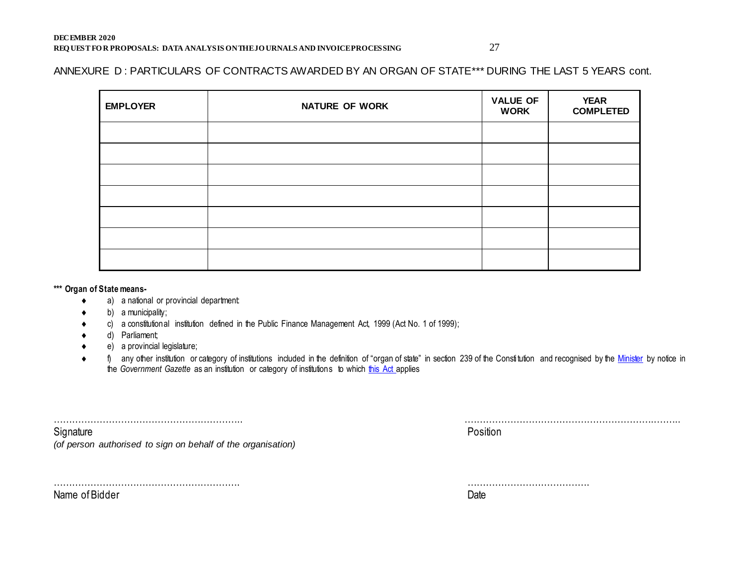## ANNEXURE D : PARTICULARS OF CONTRACTS AWARDED BY AN ORGAN OF STATE*** DURING THE LAST 5 YEARS cont.

| EMPLOYER | NATURE OF WORK | VALUE OF WORK | YEAR COMPLETED |
|---|---|---|---|
| | | | |
| | | | |
| | | | |
| | | | |
| | | | |
| | | | |
| | | | |

**\*\*\* Organ of State means-**

- a) a national or provincial department:
- b) a municipality;
- c) a constitutional institution defined in the Public Finance Management Act, 1999 (Act No. 1 of 1999);
- d) Parliament;
- e) a provincial legislature;
- f) any other institution or category of institutions included in the definition of "organ of state" in section 239 of the Constitution and recognised by the Minister by notice in the *Government Gazette* as an institution or category of institutions to which this Act applies

…………………………………………………… 
Signature 
*(of person authorised to sign on behalf of the organisation)*

…………………………………………………… 
Position

…………………………………………………… 
Name of Bidder

………………………………… 
Date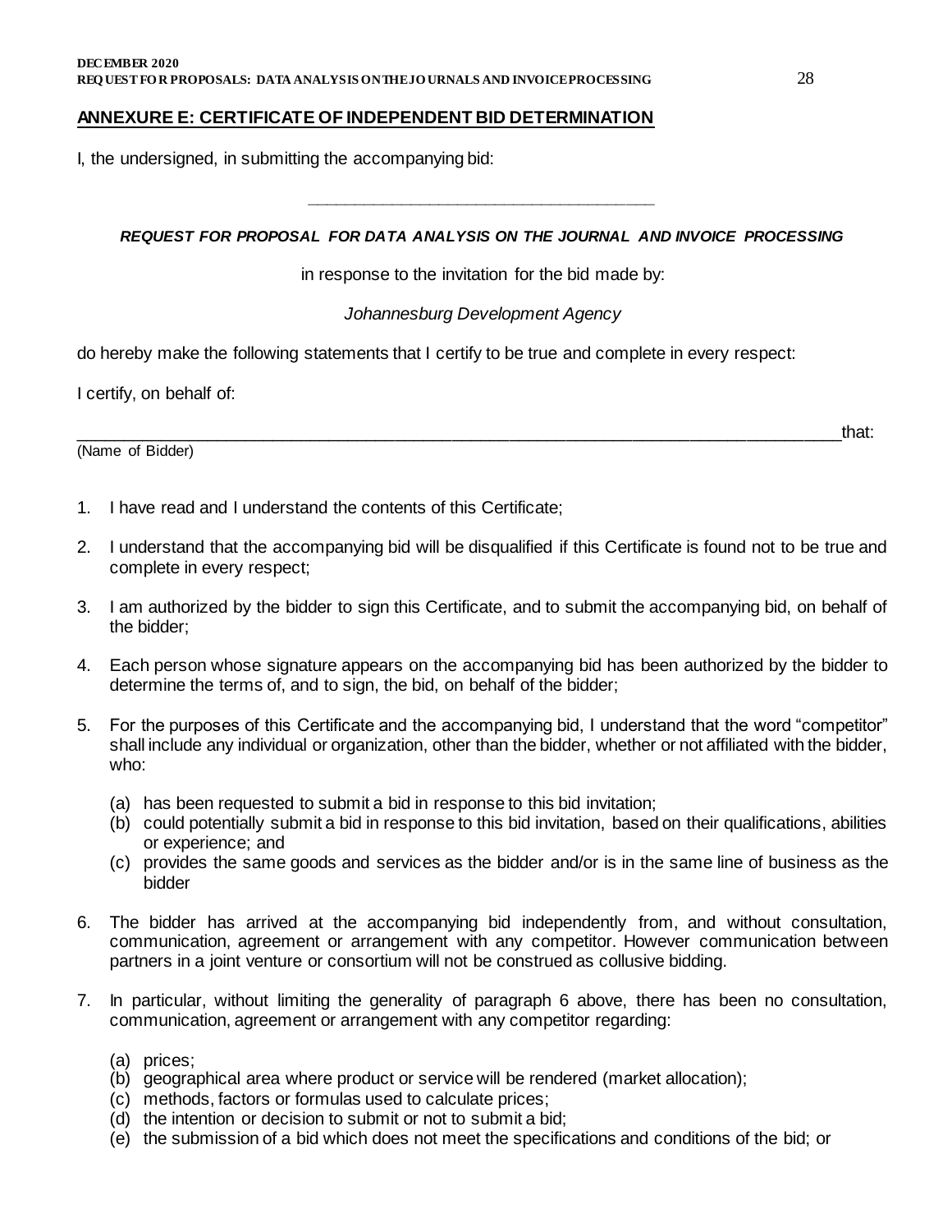## ANNEXURE E: CERTIFICATE OF INDEPENDENT BID DETERMINATION

I, the undersigned, in submitting the accompanying bid:

\_\_\_\_\_\_\_\_\_\_\_\_\_\_\_\_\_\_\_\_\_\_\_\_\_\_\_\_\_\_\_\_\_\_\_\_\_\_\_\_

***REQUEST FOR PROPOSAL FOR DATA ANALYSIS ON THE JOURNAL AND INVOICE PROCESSING***

in response to the invitation for the bid made by:

*Johannesburg Development Agency*

do hereby make the following statements that I certify to be true and complete in every respect:

I certify, on behalf of:

\_\_\_\_\_\_\_\_\_\_\_\_\_\_\_\_\_\_\_\_\_\_\_\_\_\_\_\_\_\_\_\_\_\_\_\_\_\_\_\_\_\_\_\_\_\_\_\_\_\_\_\_\_\_\_\_\_\_\_\_\_\_\_\_\_\_\_\_\_\_\_\_\_\_\_\_\_\_that:
(Name of Bidder)

1. I have read and I understand the contents of this Certificate;
2. I understand that the accompanying bid will be disqualified if this Certificate is found not to be true and complete in every respect;
3. I am authorized by the bidder to sign this Certificate, and to submit the accompanying bid, on behalf of the bidder;
4. Each person whose signature appears on the accompanying bid has been authorized by the bidder to determine the terms of, and to sign, the bid, on behalf of the bidder;
5. For the purposes of this Certificate and the accompanying bid, I understand that the word "competitor" shall include any individual or organization, other than the bidder, whether or not affiliated with the bidder, who:
   (a) has been requested to submit a bid in response to this bid invitation;
   (b) could potentially submit a bid in response to this bid invitation, based on their qualifications, abilities or experience; and
   (c) provides the same goods and services as the bidder and/or is in the same line of business as the bidder
6. The bidder has arrived at the accompanying bid independently from, and without consultation, communication, agreement or arrangement with any competitor. However communication between partners in a joint venture or consortium will not be construed as collusive bidding.
7. In particular, without limiting the generality of paragraph 6 above, there has been no consultation, communication, agreement or arrangement with any competitor regarding:
   (a) prices;
   (b) geographical area where product or service will be rendered (market allocation);
   (c) methods, factors or formulas used to calculate prices;
   (d) the intention or decision to submit or not to submit a bid;
   (e) the submission of a bid which does not meet the specifications and conditions of the bid; or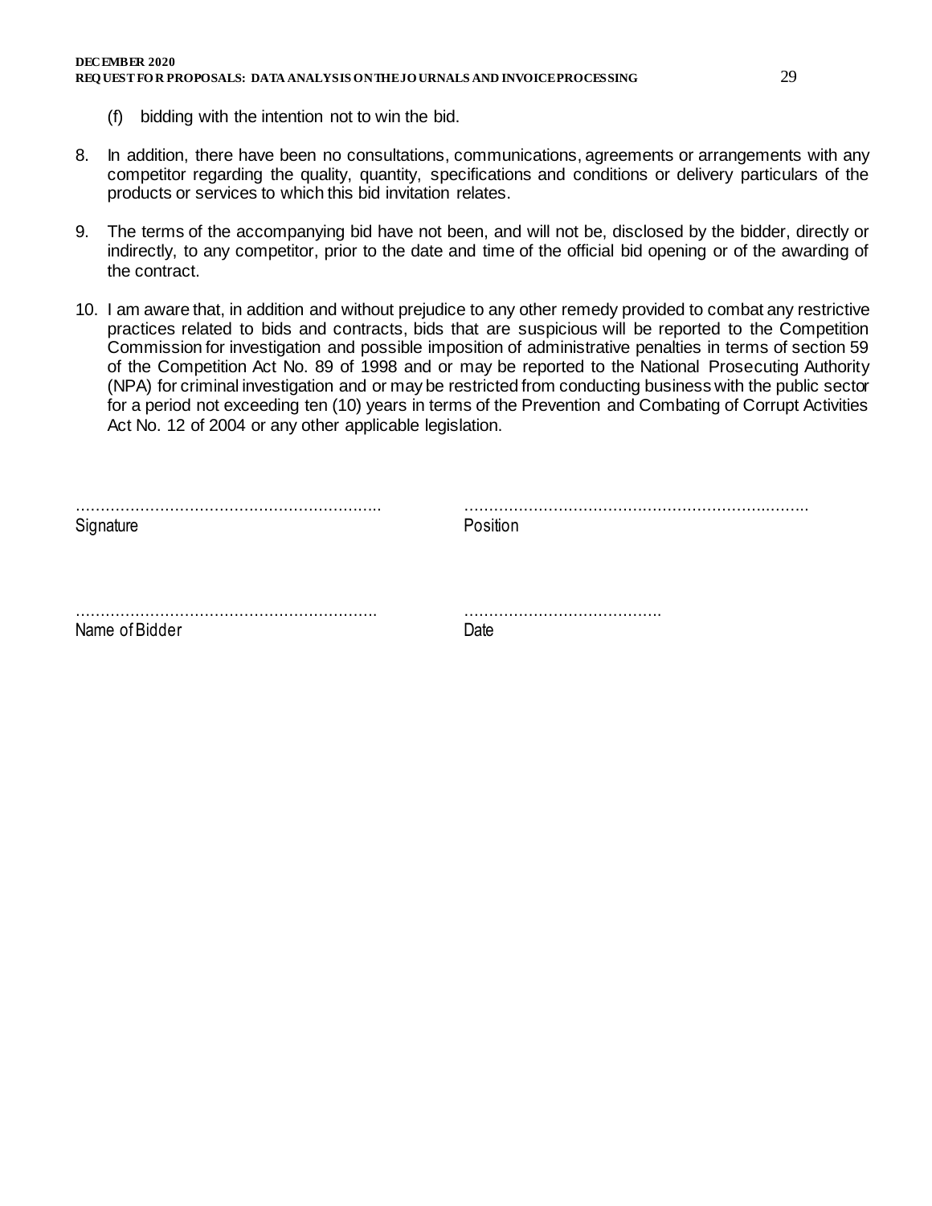(f) bidding with the intention not to win the bid.

8. In addition, there have been no consultations, communications, agreements or arrangements with any competitor regarding the quality, quantity, specifications and conditions or delivery particulars of the products or services to which this bid invitation relates.

9. The terms of the accompanying bid have not been, and will not be, disclosed by the bidder, directly or indirectly, to any competitor, prior to the date and time of the official bid opening or of the awarding of the contract.

10. I am aware that, in addition and without prejudice to any other remedy provided to combat any restrictive practices related to bids and contracts, bids that are suspicious will be reported to the Competition Commission for investigation and possible imposition of administrative penalties in terms of section 59 of the Competition Act No. 89 of 1998 and or may be reported to the National Prosecuting Authority (NPA) for criminal investigation and or may be restricted from conducting business with the public sector for a period not exceeding ten (10) years in terms of the Prevention and Combating of Corrupt Activities Act No. 12 of 2004 or any other applicable legislation.

……………………………………………………… ……………………………………………………………
Signature Position

……………………………………………………… ………………………………….
Name of Bidder Date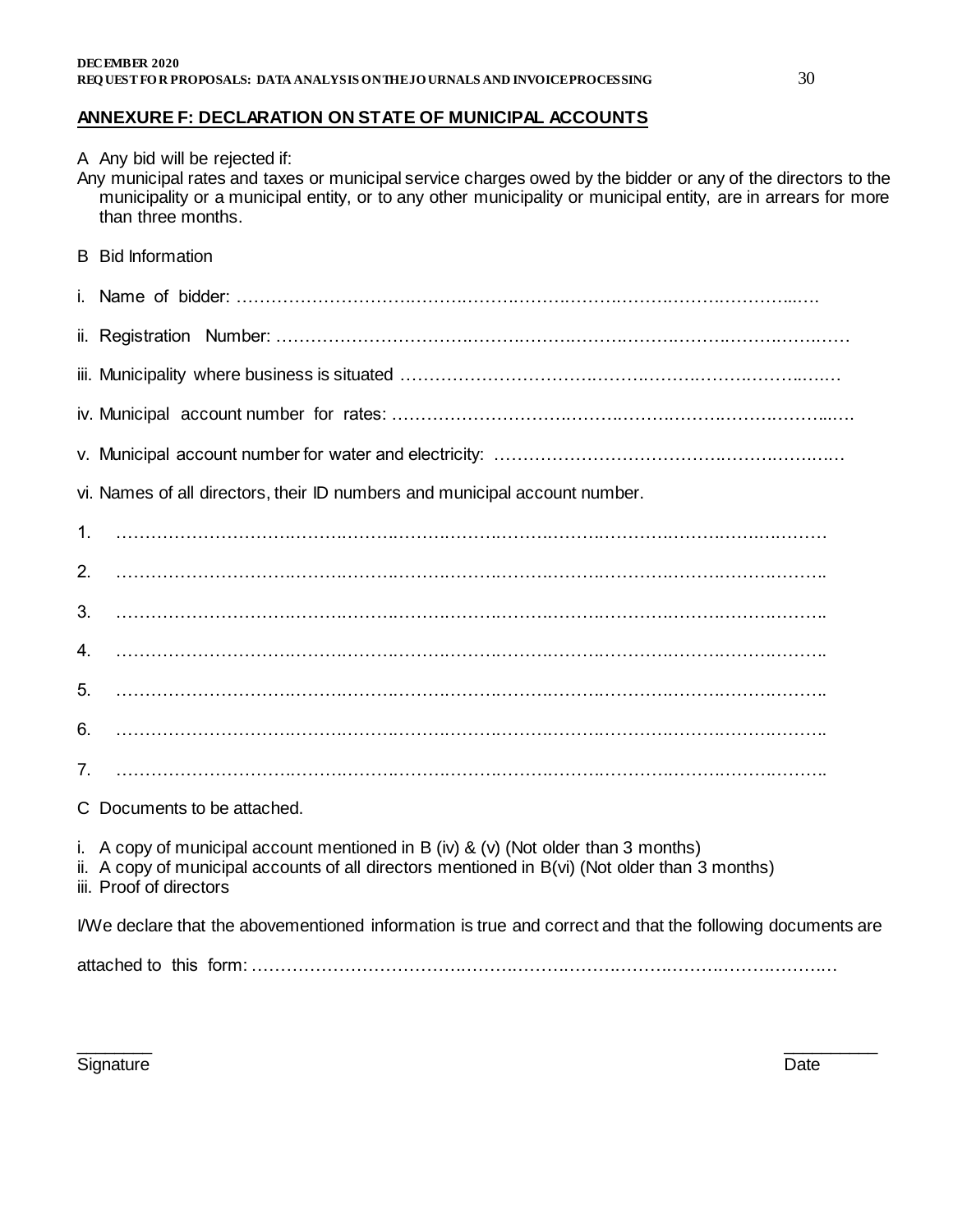## ANNEXURE F: DECLARATION ON STATE OF MUNICIPAL ACCOUNTS

A Any bid will be rejected if:

Any municipal rates and taxes or municipal service charges owed by the bidder or any of the directors to the municipality or a municipal entity, or to any other municipality or municipal entity, are in arrears for more than three months.

B Bid Information

i. Name of bidder: ……………………………………………………………………………………..….

ii. Registration Number: ………………………………………………………………………………………

iii. Municipality where business is situated …………………………………………………………..….

iv. Municipal account number for rates: ……………………………………………………………..….

v. Municipal account number for water and electricity: ……………………………………………….…

vi. Names of all directors, their ID numbers and municipal account number.

1. ………………………………………………………………………………………………………

2. ……………………………………………………………………………………………………..

3. ……………………………………………………………………………………………………..

4. ……………………………………………………………………………………………………..

5. ……………………………………………………………………………………………………..

6. ……………………………………………………………………………………………………..

7. ……………………………………………………………………………………………………..

C Documents to be attached.

i. A copy of municipal account mentioned in B (iv) & (v) (Not older than 3 months)
ii. A copy of municipal accounts of all directors mentioned in B(vi) (Not older than 3 months)
iii. Proof of directors

I/We declare that the abovementioned information is true and correct and that the following documents are

attached to this form: ………………………………………………………………………………….…

________ __________

Signature Date